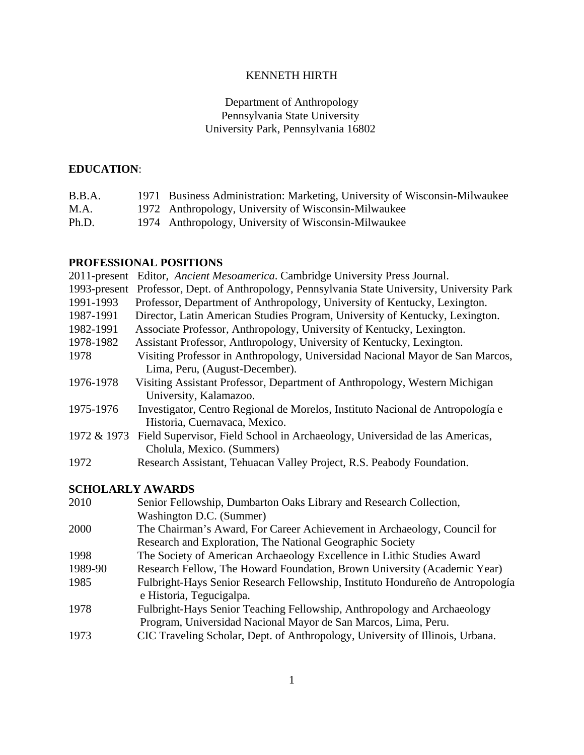# KENNETH HIRTH

Department of Anthropology
Pennsylvania State University
University Park, Pennsylvania 16802

## EDUCATION:

| | | |
|---|---|---|
| B.B.A. | 1971 | Business Administration: Marketing, University of Wisconsin-Milwaukee |
| M.A. | 1972 | Anthropology, University of Wisconsin-Milwaukee |
| Ph.D. | 1974 | Anthropology, University of Wisconsin-Milwaukee |

## PROFESSIONAL POSITIONS

| | |
|---|---|
| 2011-present | Editor, *Ancient Mesoamerica*. Cambridge University Press Journal. |
| 1993-present | Professor, Dept. of Anthropology, Pennsylvania State University, University Park |
| 1991-1993 | Professor, Department of Anthropology, University of Kentucky, Lexington. |
| 1987-1991 | Director, Latin American Studies Program, University of Kentucky, Lexington. |
| 1982-1991 | Associate Professor, Anthropology, University of Kentucky, Lexington. |
| 1978-1982 | Assistant Professor, Anthropology, University of Kentucky, Lexington. |
| 1978 | Visiting Professor in Anthropology, Universidad Nacional Mayor de San Marcos, Lima, Peru, (August-December). |
| 1976-1978 | Visiting Assistant Professor, Department of Anthropology, Western Michigan University, Kalamazoo. |
| 1975-1976 | Investigator, Centro Regional de Morelos, Instituto Nacional de Antropología e Historia, Cuernavaca, Mexico. |
| 1972 & 1973 | Field Supervisor, Field School in Archaeology, Universidad de las Americas, Cholula, Mexico. (Summers) |
| 1972 | Research Assistant, Tehuacan Valley Project, R.S. Peabody Foundation. |

## SCHOLARLY AWARDS

| | |
|---|---|
| 2010 | Senior Fellowship, Dumbarton Oaks Library and Research Collection, Washington D.C. (Summer) |
| 2000 | The Chairman's Award, For Career Achievement in Archaeology, Council for Research and Exploration, The National Geographic Society |
| 1998 | The Society of American Archaeology Excellence in Lithic Studies Award |
| 1989-90 | Research Fellow, The Howard Foundation, Brown University (Academic Year) |
| 1985 | Fulbright-Hays Senior Research Fellowship, Instituto Hondureño de Antropología e Historia, Tegucigalpa. |
| 1978 | Fulbright-Hays Senior Teaching Fellowship, Anthropology and Archaeology Program, Universidad Nacional Mayor de San Marcos, Lima, Peru. |
| 1973 | CIC Traveling Scholar, Dept. of Anthropology, University of Illinois, Urbana. |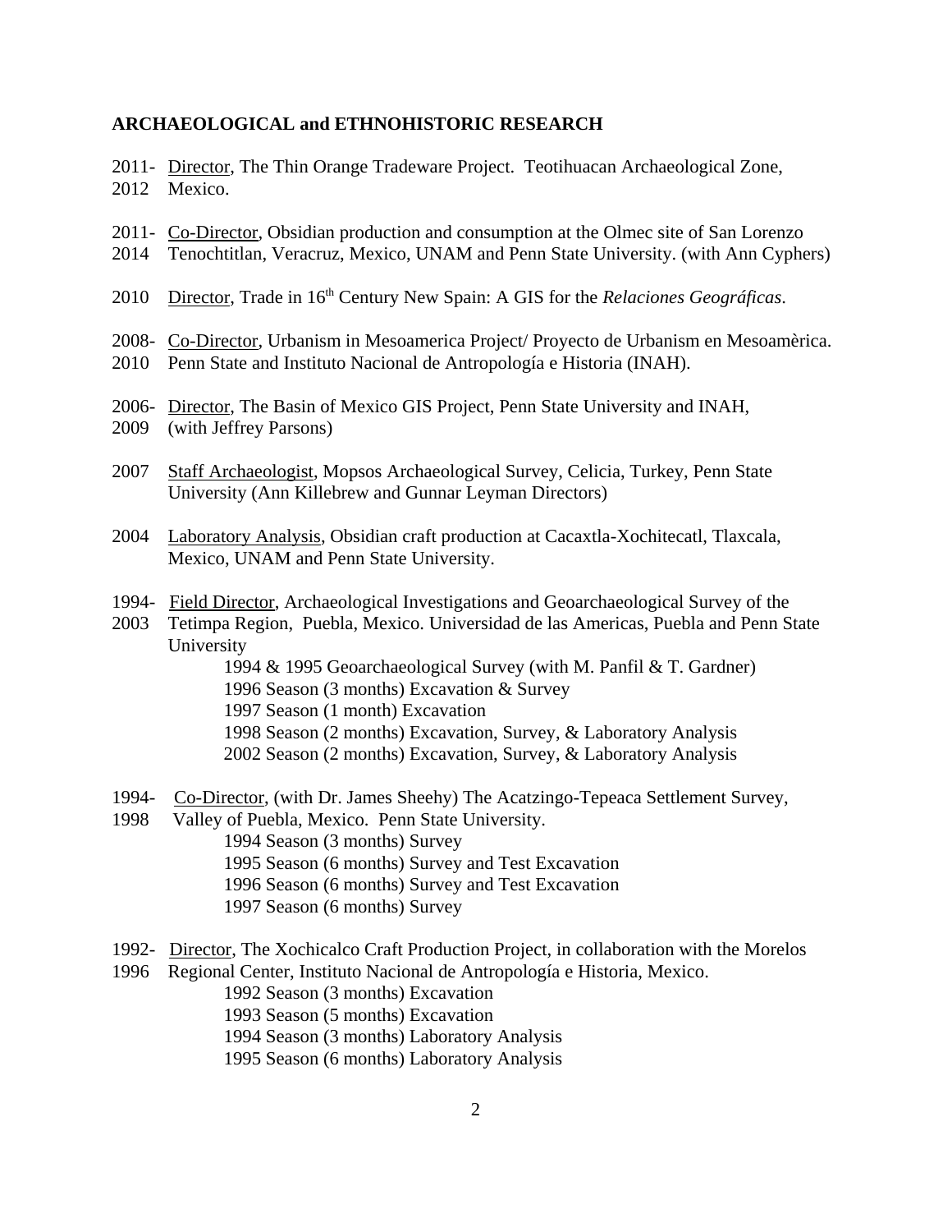**ARCHAEOLOGICAL and ETHNOHISTORIC RESEARCH**

2011-2012 Director, The Thin Orange Tradeware Project. Teotihuacan Archaeological Zone, Mexico.

2011-2014 Co-Director, Obsidian production and consumption at the Olmec site of San Lorenzo Tenochtitlan, Veracruz, Mexico, UNAM and Penn State University. (with Ann Cyphers)

2010 Director, Trade in 16th Century New Spain: A GIS for the *Relaciones Geográficas*.

2008-2010 Co-Director, Urbanism in Mesoamerica Project/ Proyecto de Urbanism en Mesoamèrica. Penn State and Instituto Nacional de Antropología e Historia (INAH).

2006-2009 Director, The Basin of Mexico GIS Project, Penn State University and INAH, (with Jeffrey Parsons)

2007 Staff Archaeologist, Mopsos Archaeological Survey, Celicia, Turkey, Penn State University (Ann Killebrew and Gunnar Leyman Directors)

2004 Laboratory Analysis, Obsidian craft production at Cacaxtla-Xochitecatl, Tlaxcala, Mexico, UNAM and Penn State University.

1994-2003 Field Director, Archaeological Investigations and Geoarchaeological Survey of the Tetimpa Region, Puebla, Mexico. Universidad de las Americas, Puebla and Penn State University

- 1994 & 1995 Geoarchaeological Survey (with M. Panfil & T. Gardner)
- 1996 Season (3 months) Excavation & Survey
- 1997 Season (1 month) Excavation
- 1998 Season (2 months) Excavation, Survey, & Laboratory Analysis
- 2002 Season (2 months) Excavation, Survey, & Laboratory Analysis

1994-1998 Co-Director, (with Dr. James Sheehy) The Acatzingo-Tepeaca Settlement Survey, Valley of Puebla, Mexico. Penn State University.

- 1994 Season (3 months) Survey
- 1995 Season (6 months) Survey and Test Excavation
- 1996 Season (6 months) Survey and Test Excavation
- 1997 Season (6 months) Survey

1992-1996 Director, The Xochicalco Craft Production Project, in collaboration with the Morelos Regional Center, Instituto Nacional de Antropología e Historia, Mexico.

- 1992 Season (3 months) Excavation
- 1993 Season (5 months) Excavation
- 1994 Season (3 months) Laboratory Analysis
- 1995 Season (6 months) Laboratory Analysis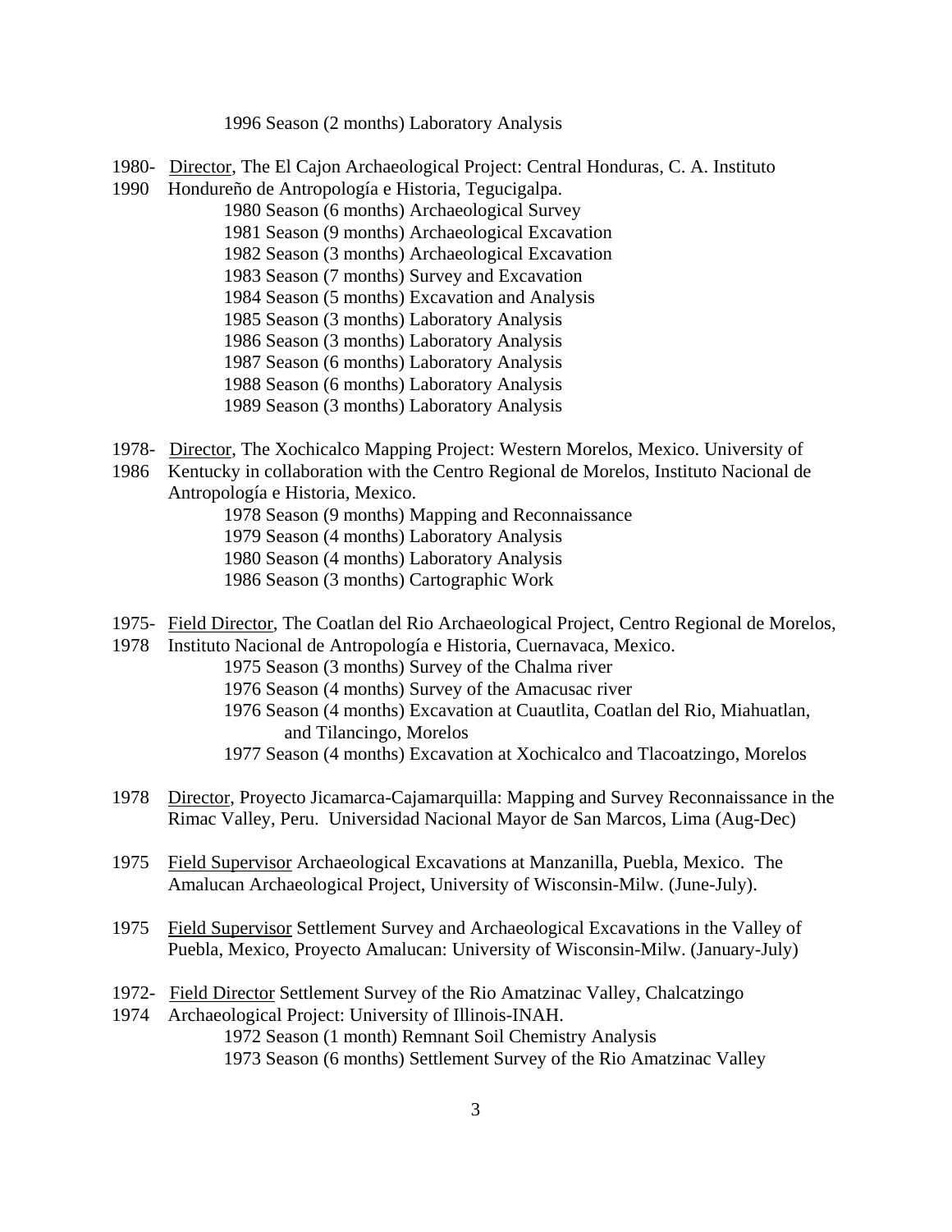1996 Season (2 months) Laboratory Analysis

1980- 1990 <u>Director</u>, The El Cajon Archaeological Project: Central Honduras, C. A. Instituto Hondureño de Antropología e Historia, Tegucigalpa.

- 1980 Season (6 months) Archaeological Survey
- 1981 Season (9 months) Archaeological Excavation
- 1982 Season (3 months) Archaeological Excavation
- 1983 Season (7 months) Survey and Excavation
- 1984 Season (5 months) Excavation and Analysis
- 1985 Season (3 months) Laboratory Analysis
- 1986 Season (3 months) Laboratory Analysis
- 1987 Season (6 months) Laboratory Analysis
- 1988 Season (6 months) Laboratory Analysis
- 1989 Season (3 months) Laboratory Analysis

1978- 1986 <u>Director</u>, The Xochicalco Mapping Project: Western Morelos, Mexico. University of Kentucky in collaboration with the Centro Regional de Morelos, Instituto Nacional de Antropología e Historia, Mexico.

- 1978 Season (9 months) Mapping and Reconnaissance
- 1979 Season (4 months) Laboratory Analysis
- 1980 Season (4 months) Laboratory Analysis
- 1986 Season (3 months) Cartographic Work

1975- 1978 <u>Field Director</u>, The Coatlan del Rio Archaeological Project, Centro Regional de Morelos, Instituto Nacional de Antropología e Historia, Cuernavaca, Mexico.

- 1975 Season (3 months) Survey of the Chalma river
- 1976 Season (4 months) Survey of the Amacusac river
- 1976 Season (4 months) Excavation at Cuautlita, Coatlan del Rio, Miahuatlan, and Tilancingo, Morelos
- 1977 Season (4 months) Excavation at Xochicalco and Tlacoatzingo, Morelos

1978 <u>Director</u>, Proyecto Jicamarca-Cajamarquilla: Mapping and Survey Reconnaissance in the Rimac Valley, Peru. Universidad Nacional Mayor de San Marcos, Lima (Aug-Dec)

1975 <u>Field Supervisor</u> Archaeological Excavations at Manzanilla, Puebla, Mexico. The Amalucan Archaeological Project, University of Wisconsin-Milw. (June-July).

1975 <u>Field Supervisor</u> Settlement Survey and Archaeological Excavations in the Valley of Puebla, Mexico, Proyecto Amalucan: University of Wisconsin-Milw. (January-July)

1972- 1974 <u>Field Director</u> Settlement Survey of the Rio Amatzinac Valley, Chalcatzingo Archaeological Project: University of Illinois-INAH.

- 1972 Season (1 month) Remnant Soil Chemistry Analysis
- 1973 Season (6 months) Settlement Survey of the Rio Amatzinac Valley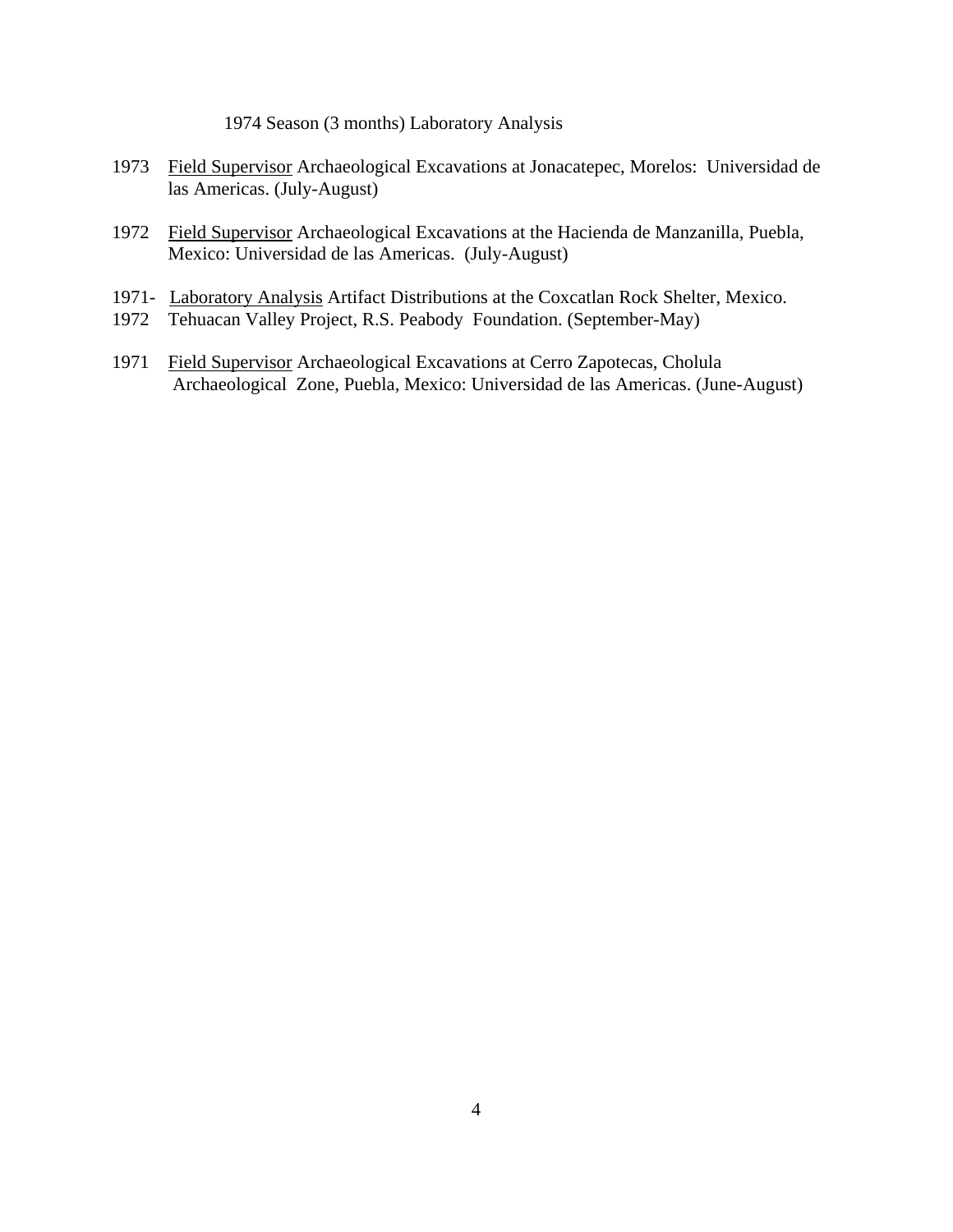1974 Season (3 months) Laboratory Analysis

1973 Field Supervisor Archaeological Excavations at Jonacatepec, Morelos: Universidad de las Americas. (July-August)

1972 Field Supervisor Archaeological Excavations at the Hacienda de Manzanilla, Puebla, Mexico: Universidad de las Americas. (July-August)

1971- Laboratory Analysis Artifact Distributions at the Coxcatlan Rock Shelter, Mexico.
1972 Tehuacan Valley Project, R.S. Peabody Foundation. (September-May)

1971 Field Supervisor Archaeological Excavations at Cerro Zapotecas, Cholula Archaeological Zone, Puebla, Mexico: Universidad de las Americas. (June-August)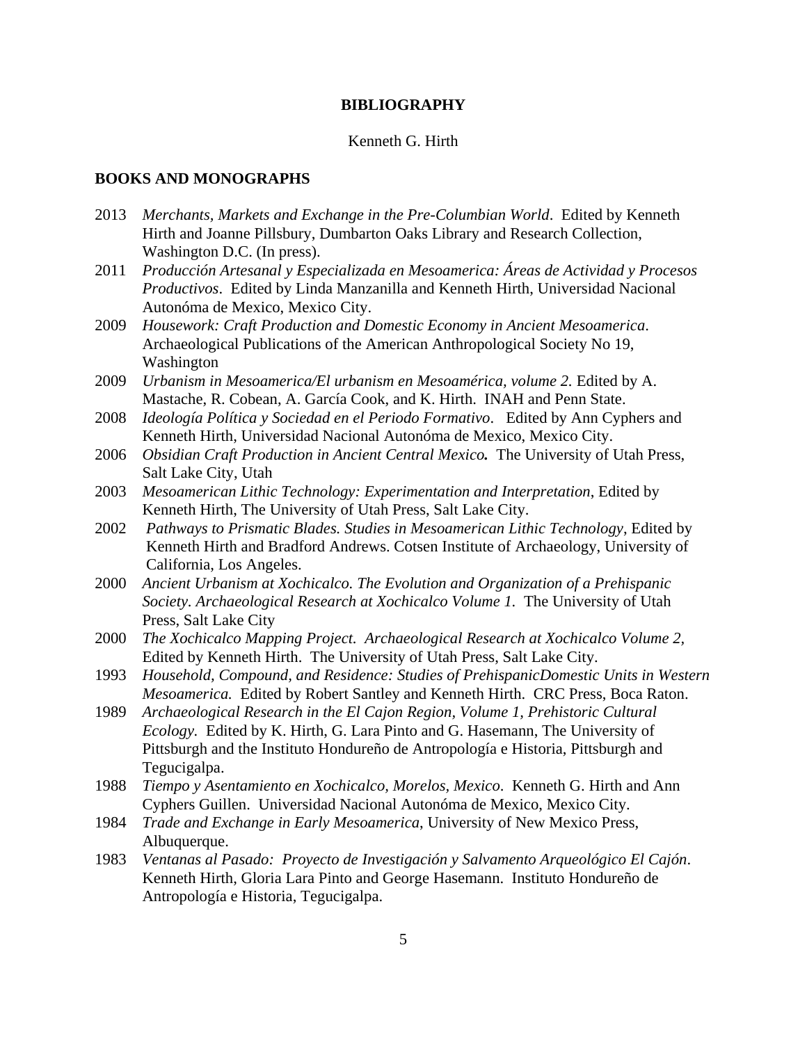**BIBLIOGRAPHY**

Kenneth G. Hirth

**BOOKS AND MONOGRAPHS**

2013 *Merchants, Markets and Exchange in the Pre-Columbian World*. Edited by Kenneth Hirth and Joanne Pillsbury, Dumbarton Oaks Library and Research Collection, Washington D.C. (In press).

2011 *Producción Artesanal y Especializada en Mesoamerica: Áreas de Actividad y Procesos Productivos*. Edited by Linda Manzanilla and Kenneth Hirth, Universidad Nacional Autonóma de Mexico, Mexico City.

2009 *Housework: Craft Production and Domestic Economy in Ancient Mesoamerica*. Archaeological Publications of the American Anthropological Society No 19, Washington

2009 *Urbanism in Mesoamerica/El urbanism en Mesoamérica, volume 2.* Edited by A. Mastache, R. Cobean, A. García Cook, and K. Hirth. INAH and Penn State.

2008 *Ideología Política y Sociedad en el Periodo Formativo*. Edited by Ann Cyphers and Kenneth Hirth, Universidad Nacional Autonóma de Mexico, Mexico City.

2006 ***Obsidian Craft Production in Ancient Central Mexico.*** The University of Utah Press, Salt Lake City, Utah

2003 *Mesoamerican Lithic Technology: Experimentation and Interpretation*, Edited by Kenneth Hirth, The University of Utah Press, Salt Lake City.

2002 *Pathways to Prismatic Blades. Studies in Mesoamerican Lithic Technology*, Edited by Kenneth Hirth and Bradford Andrews. Cotsen Institute of Archaeology, University of California, Los Angeles.

2000 *Ancient Urbanism at Xochicalco. The Evolution and Organization of a Prehispanic Society. Archaeological Research at Xochicalco Volume 1.* The University of Utah Press, Salt Lake City

2000 *The Xochicalco Mapping Project. Archaeological Research at Xochicalco Volume 2,* Edited by Kenneth Hirth. The University of Utah Press, Salt Lake City.

1993 *Household, Compound, and Residence: Studies of PrehispanicDomestic Units in Western Mesoamerica.* Edited by Robert Santley and Kenneth Hirth. CRC Press, Boca Raton.

1989 *Archaeological Research in the El Cajon Region, Volume 1, Prehistoric Cultural Ecology.* Edited by K. Hirth, G. Lara Pinto and G. Hasemann, The University of Pittsburgh and the Instituto Hondureño de Antropología e Historia, Pittsburgh and Tegucigalpa.

1988 *Tiempo y Asentamiento en Xochicalco, Morelos, Mexico*. Kenneth G. Hirth and Ann Cyphers Guillen. Universidad Nacional Autonóma de Mexico, Mexico City.

1984 *Trade and Exchange in Early Mesoamerica*, University of New Mexico Press, Albuquerque.

1983 *Ventanas al Pasado: Proyecto de Investigación y Salvamento Arqueológico El Cajón*. Kenneth Hirth, Gloria Lara Pinto and George Hasemann. Instituto Hondureño de Antropología e Historia, Tegucigalpa.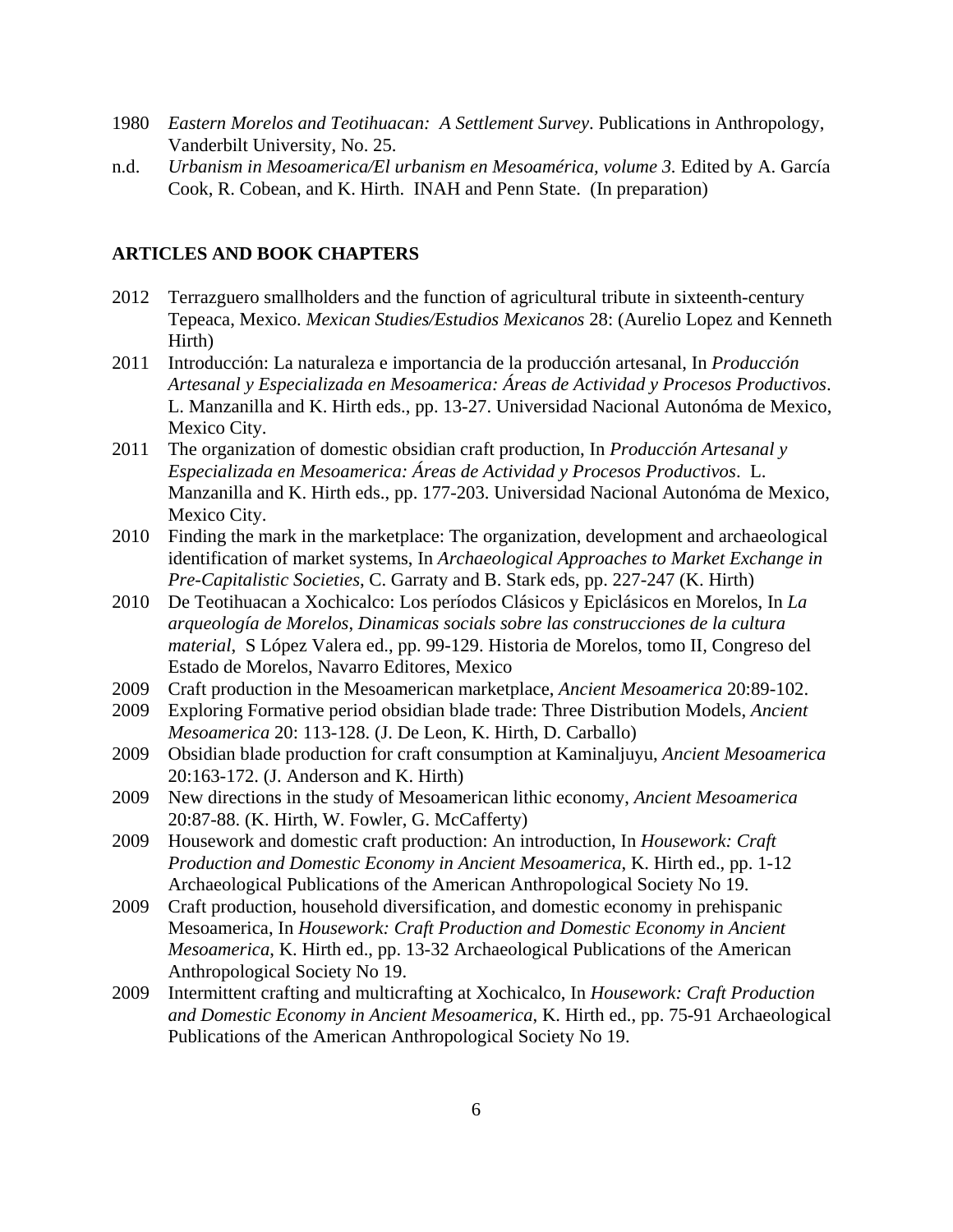1980 *Eastern Morelos and Teotihuacan: A Settlement Survey*. Publications in Anthropology, Vanderbilt University, No. 25.

n.d. *Urbanism in Mesoamerica/El urbanism en Mesoamérica, volume 3.* Edited by A. García Cook, R. Cobean, and K. Hirth. INAH and Penn State. (In preparation)

## ARTICLES AND BOOK CHAPTERS

2012 Terrazguero smallholders and the function of agricultural tribute in sixteenth-century Tepeaca, Mexico. *Mexican Studies/Estudios Mexicanos* 28: (Aurelio Lopez and Kenneth Hirth)

2011 Introducción: La naturaleza e importancia de la producción artesanal, In *Producción Artesanal y Especializada en Mesoamerica: Áreas de Actividad y Procesos Productivos*. L. Manzanilla and K. Hirth eds., pp. 13-27. Universidad Nacional Autonóma de Mexico, Mexico City.

2011 The organization of domestic obsidian craft production, In *Producción Artesanal y Especializada en Mesoamerica: Áreas de Actividad y Procesos Productivos*. L. Manzanilla and K. Hirth eds., pp. 177-203. Universidad Nacional Autonóma de Mexico, Mexico City.

2010 Finding the mark in the marketplace: The organization, development and archaeological identification of market systems, In *Archaeological Approaches to Market Exchange in Pre-Capitalistic Societies*, C. Garraty and B. Stark eds, pp. 227-247 (K. Hirth)

2010 De Teotihuacan a Xochicalco: Los períodos Clásicos y Epiclásicos en Morelos, In *La arqueología de Morelos*, *Dinamicas socials sobre las construcciones de la cultura material*, S López Valera ed., pp. 99-129. Historia de Morelos, tomo II, Congreso del Estado de Morelos, Navarro Editores, Mexico

2009 Craft production in the Mesoamerican marketplace, *Ancient Mesoamerica* 20:89-102.

2009 Exploring Formative period obsidian blade trade: Three Distribution Models, *Ancient Mesoamerica* 20: 113-128. (J. De Leon, K. Hirth, D. Carballo)

2009 Obsidian blade production for craft consumption at Kaminaljuyu, *Ancient Mesoamerica* 20:163-172. (J. Anderson and K. Hirth)

2009 New directions in the study of Mesoamerican lithic economy, *Ancient Mesoamerica* 20:87-88. (K. Hirth, W. Fowler, G. McCafferty)

2009 Housework and domestic craft production: An introduction, In *Housework: Craft Production and Domestic Economy in Ancient Mesoamerica*, K. Hirth ed., pp. 1-12 Archaeological Publications of the American Anthropological Society No 19.

2009 Craft production, household diversification, and domestic economy in prehispanic Mesoamerica, In *Housework: Craft Production and Domestic Economy in Ancient Mesoamerica*, K. Hirth ed., pp. 13-32 Archaeological Publications of the American Anthropological Society No 19.

2009 Intermittent crafting and multicrafting at Xochicalco, In *Housework: Craft Production and Domestic Economy in Ancient Mesoamerica*, K. Hirth ed., pp. 75-91 Archaeological Publications of the American Anthropological Society No 19.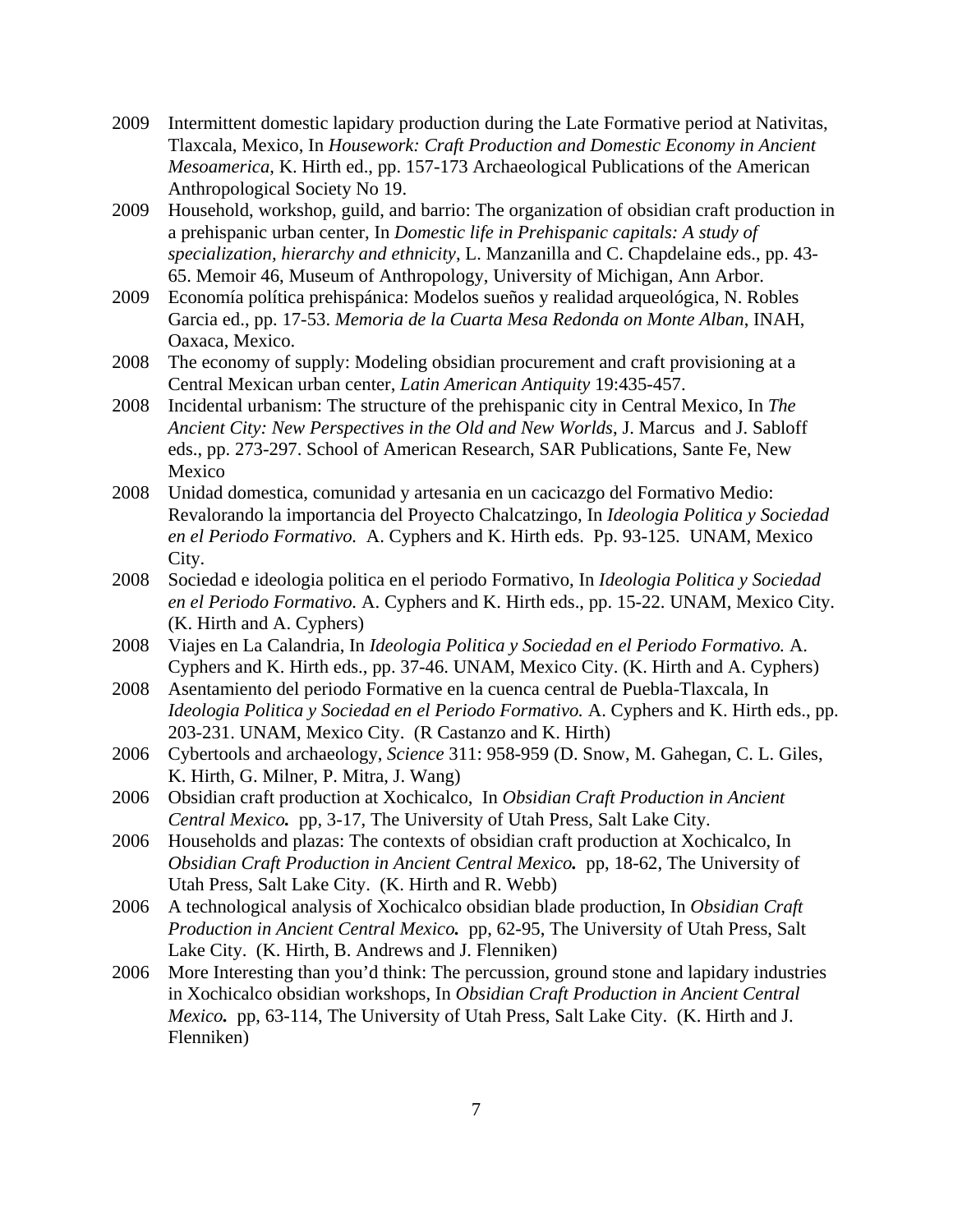2009 Intermittent domestic lapidary production during the Late Formative period at Nativitas, Tlaxcala, Mexico, In *Housework: Craft Production and Domestic Economy in Ancient Mesoamerica*, K. Hirth ed., pp. 157-173 Archaeological Publications of the American Anthropological Society No 19.

2009 Household, workshop, guild, and barrio: The organization of obsidian craft production in a prehispanic urban center, In *Domestic life in Prehispanic capitals: A study of specialization, hierarchy and ethnicity*, L. Manzanilla and C. Chapdelaine eds., pp. 43-65. Memoir 46, Museum of Anthropology, University of Michigan, Ann Arbor.

2009 Economía política prehispánica: Modelos sueños y realidad arqueológica, N. Robles Garcia ed., pp. 17-53. *Memoria de la Cuarta Mesa Redonda on Monte Alban*, INAH, Oaxaca, Mexico.

2008 The economy of supply: Modeling obsidian procurement and craft provisioning at a Central Mexican urban center, *Latin American Antiquity* 19:435-457.

2008 Incidental urbanism: The structure of the prehispanic city in Central Mexico, In *The Ancient City: New Perspectives in the Old and New Worlds*, J. Marcus and J. Sabloff eds., pp. 273-297. School of American Research, SAR Publications, Sante Fe, New Mexico

2008 Unidad domestica, comunidad y artesania en un cacicazgo del Formativo Medio: Revalorando la importancia del Proyecto Chalcatzingo, In *Ideologia Politica y Sociedad en el Periodo Formativo.* A. Cyphers and K. Hirth eds. Pp. 93-125. UNAM, Mexico City.

2008 Sociedad e ideologia politica en el periodo Formativo, In *Ideologia Politica y Sociedad en el Periodo Formativo.* A. Cyphers and K. Hirth eds., pp. 15-22. UNAM, Mexico City. (K. Hirth and A. Cyphers)

2008 Viajes en La Calandria, In *Ideologia Politica y Sociedad en el Periodo Formativo.* A. Cyphers and K. Hirth eds., pp. 37-46. UNAM, Mexico City. (K. Hirth and A. Cyphers)

2008 Asentamiento del periodo Formative en la cuenca central de Puebla-Tlaxcala, In *Ideologia Politica y Sociedad en el Periodo Formativo.* A. Cyphers and K. Hirth eds., pp. 203-231. UNAM, Mexico City. (R Castanzo and K. Hirth)

2006 Cybertools and archaeology, *Science* 311: 958-959 (D. Snow, M. Gahegan, C. L. Giles, K. Hirth, G. Milner, P. Mitra, J. Wang)

2006 Obsidian craft production at Xochicalco, In ***Obsidian Craft Production in Ancient Central Mexico.*** pp, 3-17, The University of Utah Press, Salt Lake City.

2006 Households and plazas: The contexts of obsidian craft production at Xochicalco, In ***Obsidian Craft Production in Ancient Central Mexico.*** pp, 18-62, The University of Utah Press, Salt Lake City. (K. Hirth and R. Webb)

2006 A technological analysis of Xochicalco obsidian blade production, In ***Obsidian Craft Production in Ancient Central Mexico.*** pp, 62-95, The University of Utah Press, Salt Lake City. (K. Hirth, B. Andrews and J. Flenniken)

2006 More Interesting than you'd think: The percussion, ground stone and lapidary industries in Xochicalco obsidian workshops, In ***Obsidian Craft Production in Ancient Central Mexico.*** pp, 63-114, The University of Utah Press, Salt Lake City. (K. Hirth and J. Flenniken)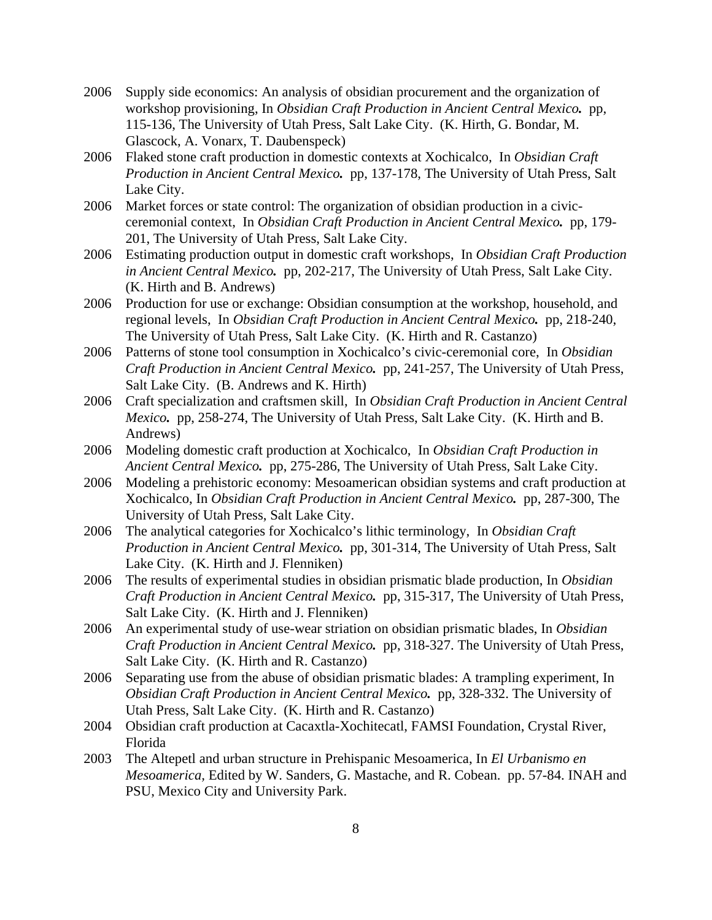2006 Supply side economics: An analysis of obsidian procurement and the organization of workshop provisioning, In *Obsidian Craft Production in Ancient Central Mexico.* pp, 115-136, The University of Utah Press, Salt Lake City. (K. Hirth, G. Bondar, M. Glascock, A. Vonarx, T. Daubenspeck)

2006 Flaked stone craft production in domestic contexts at Xochicalco, In *Obsidian Craft Production in Ancient Central Mexico.* pp, 137-178, The University of Utah Press, Salt Lake City.

2006 Market forces or state control: The organization of obsidian production in a civic-ceremonial context, In *Obsidian Craft Production in Ancient Central Mexico.* pp, 179-201, The University of Utah Press, Salt Lake City.

2006 Estimating production output in domestic craft workshops, In *Obsidian Craft Production in Ancient Central Mexico.* pp, 202-217, The University of Utah Press, Salt Lake City. (K. Hirth and B. Andrews)

2006 Production for use or exchange: Obsidian consumption at the workshop, household, and regional levels, In *Obsidian Craft Production in Ancient Central Mexico.* pp, 218-240, The University of Utah Press, Salt Lake City. (K. Hirth and R. Castanzo)

2006 Patterns of stone tool consumption in Xochicalco's civic-ceremonial core, In *Obsidian Craft Production in Ancient Central Mexico.* pp, 241-257, The University of Utah Press, Salt Lake City. (B. Andrews and K. Hirth)

2006 Craft specialization and craftsmen skill, In *Obsidian Craft Production in Ancient Central Mexico.* pp, 258-274, The University of Utah Press, Salt Lake City. (K. Hirth and B. Andrews)

2006 Modeling domestic craft production at Xochicalco, In *Obsidian Craft Production in Ancient Central Mexico.* pp, 275-286, The University of Utah Press, Salt Lake City.

2006 Modeling a prehistoric economy: Mesoamerican obsidian systems and craft production at Xochicalco, In *Obsidian Craft Production in Ancient Central Mexico.* pp, 287-300, The University of Utah Press, Salt Lake City.

2006 The analytical categories for Xochicalco's lithic terminology, In *Obsidian Craft Production in Ancient Central Mexico.* pp, 301-314, The University of Utah Press, Salt Lake City. (K. Hirth and J. Flenniken)

2006 The results of experimental studies in obsidian prismatic blade production, In *Obsidian Craft Production in Ancient Central Mexico.* pp, 315-317, The University of Utah Press, Salt Lake City. (K. Hirth and J. Flenniken)

2006 An experimental study of use-wear striation on obsidian prismatic blades, In *Obsidian Craft Production in Ancient Central Mexico.* pp, 318-327. The University of Utah Press, Salt Lake City. (K. Hirth and R. Castanzo)

2006 Separating use from the abuse of obsidian prismatic blades: A trampling experiment, In *Obsidian Craft Production in Ancient Central Mexico.* pp, 328-332. The University of Utah Press, Salt Lake City. (K. Hirth and R. Castanzo)

2004 Obsidian craft production at Cacaxtla-Xochitecatl, FAMSI Foundation, Crystal River, Florida

2003 The Altepetl and urban structure in Prehispanic Mesoamerica, In *El Urbanismo en Mesoamerica,* Edited by W. Sanders, G. Mastache, and R. Cobean. pp. 57-84. INAH and PSU, Mexico City and University Park.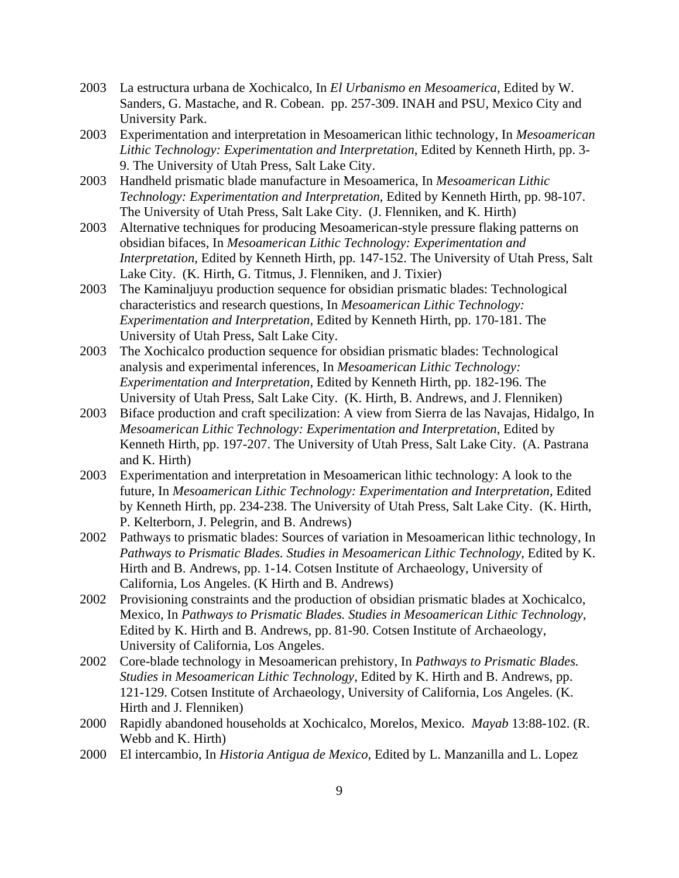2003 La estructura urbana de Xochicalco, In *El Urbanismo en Mesoamerica*, Edited by W. Sanders, G. Mastache, and R. Cobean. pp. 257-309. INAH and PSU, Mexico City and University Park.

2003 Experimentation and interpretation in Mesoamerican lithic technology, In *Mesoamerican Lithic Technology: Experimentation and Interpretation*, Edited by Kenneth Hirth, pp. 3-9. The University of Utah Press, Salt Lake City.

2003 Handheld prismatic blade manufacture in Mesoamerica, In *Mesoamerican Lithic Technology: Experimentation and Interpretation*, Edited by Kenneth Hirth, pp. 98-107. The University of Utah Press, Salt Lake City. (J. Flenniken, and K. Hirth)

2003 Alternative techniques for producing Mesoamerican-style pressure flaking patterns on obsidian bifaces, In *Mesoamerican Lithic Technology: Experimentation and Interpretation*, Edited by Kenneth Hirth, pp. 147-152. The University of Utah Press, Salt Lake City. (K. Hirth, G. Titmus, J. Flenniken, and J. Tixier)

2003 The Kaminaljuyu production sequence for obsidian prismatic blades: Technological characteristics and research questions, In *Mesoamerican Lithic Technology: Experimentation and Interpretation*, Edited by Kenneth Hirth, pp. 170-181. The University of Utah Press, Salt Lake City.

2003 The Xochicalco production sequence for obsidian prismatic blades: Technological analysis and experimental inferences, In *Mesoamerican Lithic Technology: Experimentation and Interpretation*, Edited by Kenneth Hirth, pp. 182-196. The University of Utah Press, Salt Lake City. (K. Hirth, B. Andrews, and J. Flenniken)

2003 Biface production and craft specilization: A view from Sierra de las Navajas, Hidalgo, In *Mesoamerican Lithic Technology: Experimentation and Interpretation*, Edited by Kenneth Hirth, pp. 197-207. The University of Utah Press, Salt Lake City. (A. Pastrana and K. Hirth)

2003 Experimentation and interpretation in Mesoamerican lithic technology: A look to the future, In *Mesoamerican Lithic Technology: Experimentation and Interpretation*, Edited by Kenneth Hirth, pp. 234-238. The University of Utah Press, Salt Lake City. (K. Hirth, P. Kelterborn, J. Pelegrin, and B. Andrews)

2002 Pathways to prismatic blades: Sources of variation in Mesoamerican lithic technology, In *Pathways to Prismatic Blades. Studies in Mesoamerican Lithic Technology*, Edited by K. Hirth and B. Andrews, pp. 1-14. Cotsen Institute of Archaeology, University of California, Los Angeles. (K Hirth and B. Andrews)

2002 Provisioning constraints and the production of obsidian prismatic blades at Xochicalco, Mexico, In *Pathways to Prismatic Blades. Studies in Mesoamerican Lithic Technology*, Edited by K. Hirth and B. Andrews, pp. 81-90. Cotsen Institute of Archaeology, University of California, Los Angeles.

2002 Core-blade technology in Mesoamerican prehistory, In *Pathways to Prismatic Blades. Studies in Mesoamerican Lithic Technology*, Edited by K. Hirth and B. Andrews, pp. 121-129. Cotsen Institute of Archaeology, University of California, Los Angeles. (K. Hirth and J. Flenniken)

2000 Rapidly abandoned households at Xochicalco, Morelos, Mexico. *Mayab* 13:88-102. (R. Webb and K. Hirth)

2000 El intercambio, In *Historia Antigua de Mexico*, Edited by L. Manzanilla and L. Lopez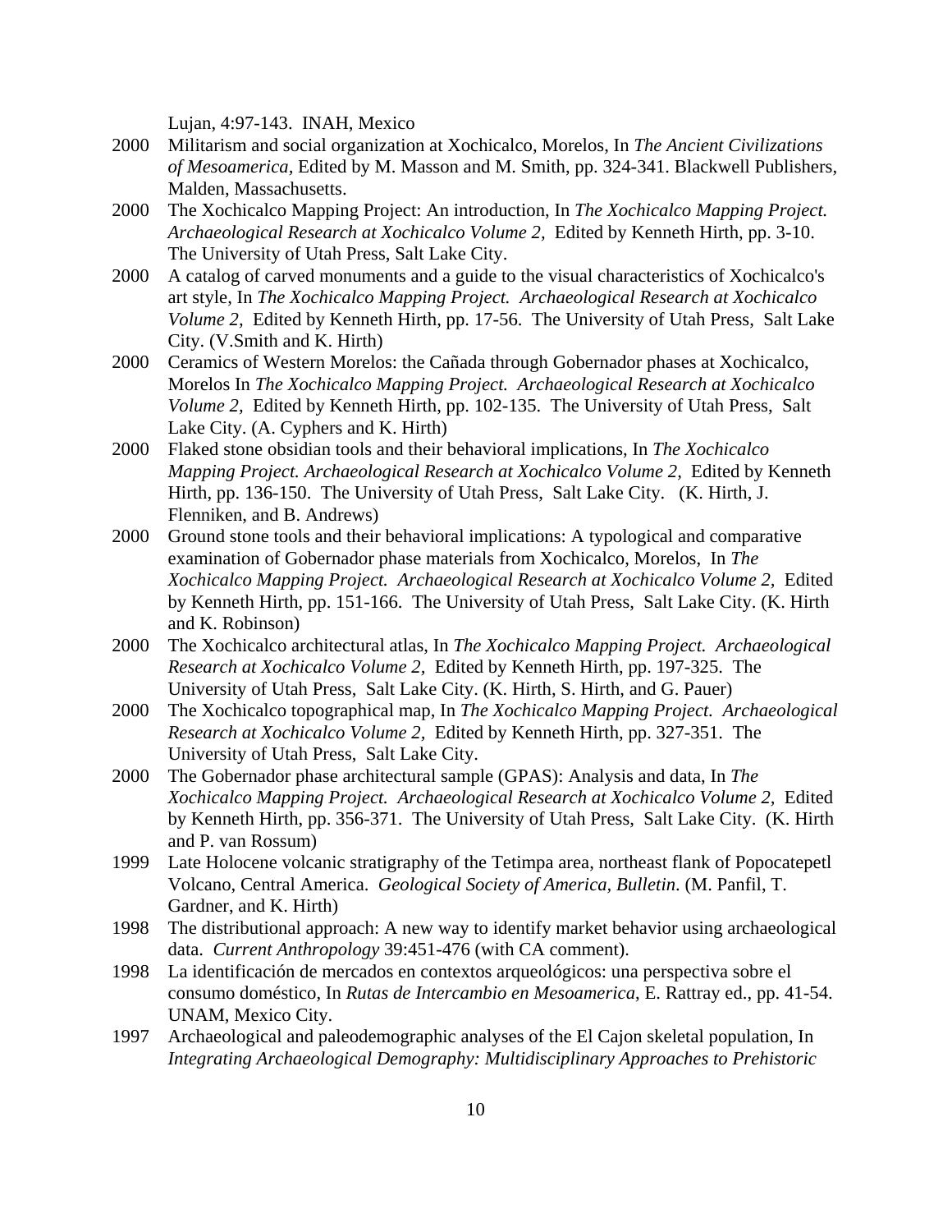Lujan, 4:97-143. INAH, Mexico

2000 Militarism and social organization at Xochicalco, Morelos, In *The Ancient Civilizations of Mesoamerica*, Edited by M. Masson and M. Smith, pp. 324-341. Blackwell Publishers, Malden, Massachusetts.

2000 The Xochicalco Mapping Project: An introduction, In *The Xochicalco Mapping Project. Archaeological Research at Xochicalco Volume 2,* Edited by Kenneth Hirth, pp. 3-10. The University of Utah Press, Salt Lake City.

2000 A catalog of carved monuments and a guide to the visual characteristics of Xochicalco's art style, In *The Xochicalco Mapping Project. Archaeological Research at Xochicalco Volume 2,* Edited by Kenneth Hirth, pp. 17-56. The University of Utah Press, Salt Lake City. (V.Smith and K. Hirth)

2000 Ceramics of Western Morelos: the Cañada through Gobernador phases at Xochicalco, Morelos In *The Xochicalco Mapping Project. Archaeological Research at Xochicalco Volume 2,* Edited by Kenneth Hirth, pp. 102-135. The University of Utah Press, Salt Lake City. (A. Cyphers and K. Hirth)

2000 Flaked stone obsidian tools and their behavioral implications, In *The Xochicalco Mapping Project. Archaeological Research at Xochicalco Volume 2,* Edited by Kenneth Hirth, pp. 136-150. The University of Utah Press, Salt Lake City. (K. Hirth, J. Flenniken, and B. Andrews)

2000 Ground stone tools and their behavioral implications: A typological and comparative examination of Gobernador phase materials from Xochicalco, Morelos, In *The Xochicalco Mapping Project. Archaeological Research at Xochicalco Volume 2,* Edited by Kenneth Hirth, pp. 151-166. The University of Utah Press, Salt Lake City. (K. Hirth and K. Robinson)

2000 The Xochicalco architectural atlas, In *The Xochicalco Mapping Project. Archaeological Research at Xochicalco Volume 2,* Edited by Kenneth Hirth, pp. 197-325. The University of Utah Press, Salt Lake City. (K. Hirth, S. Hirth, and G. Pauer)

2000 The Xochicalco topographical map, In *The Xochicalco Mapping Project. Archaeological Research at Xochicalco Volume 2,* Edited by Kenneth Hirth, pp. 327-351. The University of Utah Press, Salt Lake City.

2000 The Gobernador phase architectural sample (GPAS): Analysis and data, In *The Xochicalco Mapping Project. Archaeological Research at Xochicalco Volume 2,* Edited by Kenneth Hirth, pp. 356-371. The University of Utah Press, Salt Lake City. (K. Hirth and P. van Rossum)

1999 Late Holocene volcanic stratigraphy of the Tetimpa area, northeast flank of Popocatepetl Volcano, Central America. *Geological Society of America, Bulletin*. (M. Panfil, T. Gardner, and K. Hirth)

1998 The distributional approach: A new way to identify market behavior using archaeological data. *Current Anthropology* 39:451-476 (with CA comment).

1998 La identificación de mercados en contextos arqueológicos: una perspectiva sobre el consumo doméstico, In *Rutas de Intercambio en Mesoamerica*, E. Rattray ed., pp. 41-54. UNAM, Mexico City.

1997 Archaeological and paleodemographic analyses of the El Cajon skeletal population, In *Integrating Archaeological Demography: Multidisciplinary Approaches to Prehistoric*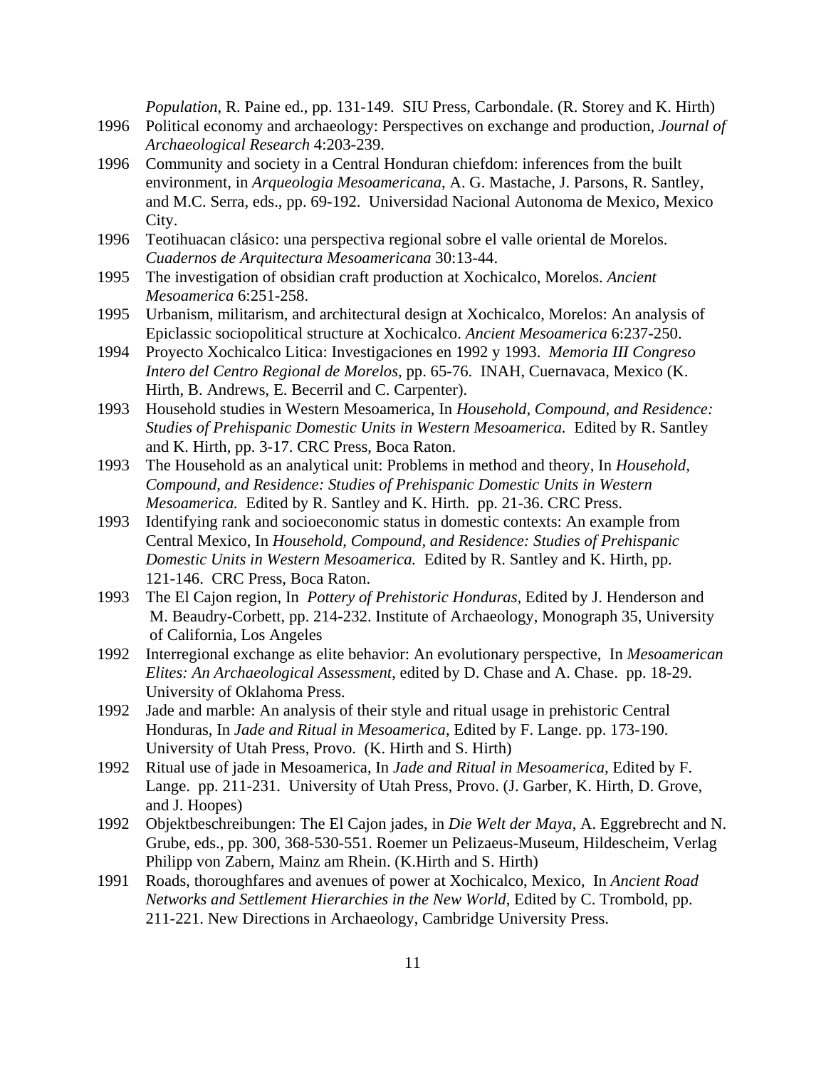*Population*, R. Paine ed., pp. 131-149. SIU Press, Carbondale. (R. Storey and K. Hirth)

1996 Political economy and archaeology: Perspectives on exchange and production, *Journal of Archaeological Research* 4:203-239.

1996 Community and society in a Central Honduran chiefdom: inferences from the built environment, in *Arqueologia Mesoamericana*, A. G. Mastache, J. Parsons, R. Santley, and M.C. Serra, eds., pp. 69-192. Universidad Nacional Autonoma de Mexico, Mexico City.

1996 Teotihuacan clásico: una perspectiva regional sobre el valle oriental de Morelos. *Cuadernos de Arquitectura Mesoamericana* 30:13-44.

1995 The investigation of obsidian craft production at Xochicalco, Morelos. *Ancient Mesoamerica* 6:251-258.

1995 Urbanism, militarism, and architectural design at Xochicalco, Morelos: An analysis of Epiclassic sociopolitical structure at Xochicalco. *Ancient Mesoamerica* 6:237-250.

1994 Proyecto Xochicalco Litica: Investigaciones en 1992 y 1993. *Memoria III Congreso Intero del Centro Regional de Morelos*, pp. 65-76. INAH, Cuernavaca, Mexico (K. Hirth, B. Andrews, E. Becerril and C. Carpenter).

1993 Household studies in Western Mesoamerica, In *Household, Compound, and Residence: Studies of Prehispanic Domestic Units in Western Mesoamerica.* Edited by R. Santley and K. Hirth, pp. 3-17. CRC Press, Boca Raton.

1993 The Household as an analytical unit: Problems in method and theory, In *Household, Compound, and Residence: Studies of Prehispanic Domestic Units in Western Mesoamerica.* Edited by R. Santley and K. Hirth. pp. 21-36. CRC Press.

1993 Identifying rank and socioeconomic status in domestic contexts: An example from Central Mexico, In *Household, Compound, and Residence: Studies of Prehispanic Domestic Units in Western Mesoamerica.* Edited by R. Santley and K. Hirth, pp. 121-146. CRC Press, Boca Raton.

1993 The El Cajon region, In *Pottery of Prehistoric Honduras,* Edited by J. Henderson and M. Beaudry-Corbett, pp. 214-232. Institute of Archaeology, Monograph 35, University of California, Los Angeles

1992 Interregional exchange as elite behavior: An evolutionary perspective, In *Mesoamerican Elites: An Archaeological Assessment*, edited by D. Chase and A. Chase. pp. 18-29. University of Oklahoma Press.

1992 Jade and marble: An analysis of their style and ritual usage in prehistoric Central Honduras, In *Jade and Ritual in Mesoamerica*, Edited by F. Lange. pp. 173-190. University of Utah Press, Provo. (K. Hirth and S. Hirth)

1992 Ritual use of jade in Mesoamerica, In *Jade and Ritual in Mesoamerica,* Edited by F. Lange. pp. 211-231. University of Utah Press, Provo. (J. Garber, K. Hirth, D. Grove, and J. Hoopes)

1992 Objektbeschreibungen: The El Cajon jades, in *Die Welt der Maya*, A. Eggrebrecht and N. Grube, eds., pp. 300, 368-530-551. Roemer un Pelizaeus-Museum, Hildescheim, Verlag Philipp von Zabern, Mainz am Rhein. (K.Hirth and S. Hirth)

1991 Roads, thoroughfares and avenues of power at Xochicalco, Mexico, In *Ancient Road Networks and Settlement Hierarchies in the New World*, Edited by C. Trombold, pp. 211-221. New Directions in Archaeology, Cambridge University Press.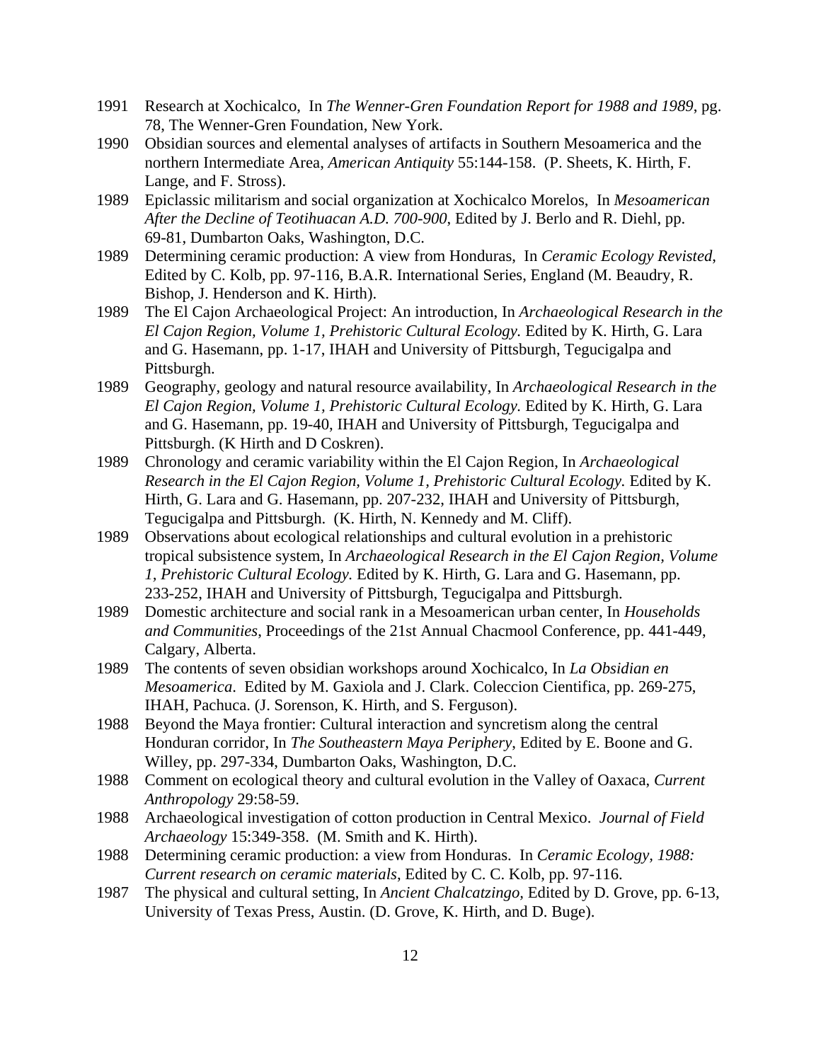1991 Research at Xochicalco, In *The Wenner-Gren Foundation Report for 1988 and 1989*, pg. 78, The Wenner-Gren Foundation, New York.

1990 Obsidian sources and elemental analyses of artifacts in Southern Mesoamerica and the northern Intermediate Area, *American Antiquity* 55:144-158. (P. Sheets, K. Hirth, F. Lange, and F. Stross).

1989 Epiclassic militarism and social organization at Xochicalco Morelos, In *Mesoamerican After the Decline of Teotihuacan A.D. 700-900*, Edited by J. Berlo and R. Diehl, pp. 69-81, Dumbarton Oaks, Washington, D.C.

1989 Determining ceramic production: A view from Honduras, In *Ceramic Ecology Revisted*, Edited by C. Kolb, pp. 97-116, B.A.R. International Series, England (M. Beaudry, R. Bishop, J. Henderson and K. Hirth).

1989 The El Cajon Archaeological Project: An introduction, In *Archaeological Research in the El Cajon Region, Volume 1, Prehistoric Cultural Ecology.* Edited by K. Hirth, G. Lara and G. Hasemann, pp. 1-17, IHAH and University of Pittsburgh, Tegucigalpa and Pittsburgh.

1989 Geography, geology and natural resource availability, In *Archaeological Research in the El Cajon Region, Volume 1, Prehistoric Cultural Ecology.* Edited by K. Hirth, G. Lara and G. Hasemann, pp. 19-40, IHAH and University of Pittsburgh, Tegucigalpa and Pittsburgh. (K Hirth and D Coskren).

1989 Chronology and ceramic variability within the El Cajon Region, In *Archaeological Research in the El Cajon Region, Volume 1, Prehistoric Cultural Ecology.* Edited by K. Hirth, G. Lara and G. Hasemann, pp. 207-232, IHAH and University of Pittsburgh, Tegucigalpa and Pittsburgh. (K. Hirth, N. Kennedy and M. Cliff).

1989 Observations about ecological relationships and cultural evolution in a prehistoric tropical subsistence system, In *Archaeological Research in the El Cajon Region, Volume 1, Prehistoric Cultural Ecology.* Edited by K. Hirth, G. Lara and G. Hasemann, pp. 233-252, IHAH and University of Pittsburgh, Tegucigalpa and Pittsburgh.

1989 Domestic architecture and social rank in a Mesoamerican urban center, In *Households and Communities*, Proceedings of the 21st Annual Chacmool Conference, pp. 441-449, Calgary, Alberta.

1989 The contents of seven obsidian workshops around Xochicalco, In *La Obsidian en Mesoamerica*. Edited by M. Gaxiola and J. Clark. Coleccion Cientifica, pp. 269-275, IHAH, Pachuca. (J. Sorenson, K. Hirth, and S. Ferguson).

1988 Beyond the Maya frontier: Cultural interaction and syncretism along the central Honduran corridor, In *The Southeastern Maya Periphery*, Edited by E. Boone and G. Willey, pp. 297-334, Dumbarton Oaks, Washington, D.C.

1988 Comment on ecological theory and cultural evolution in the Valley of Oaxaca, *Current Anthropology* 29:58-59.

1988 Archaeological investigation of cotton production in Central Mexico. *Journal of Field Archaeology* 15:349-358. (M. Smith and K. Hirth).

1988 Determining ceramic production: a view from Honduras. In *Ceramic Ecology, 1988: Current research on ceramic materials*, Edited by C. C. Kolb, pp. 97-116.

1987 The physical and cultural setting, In *Ancient Chalcatzingo,* Edited by D. Grove, pp. 6-13, University of Texas Press, Austin. (D. Grove, K. Hirth, and D. Buge).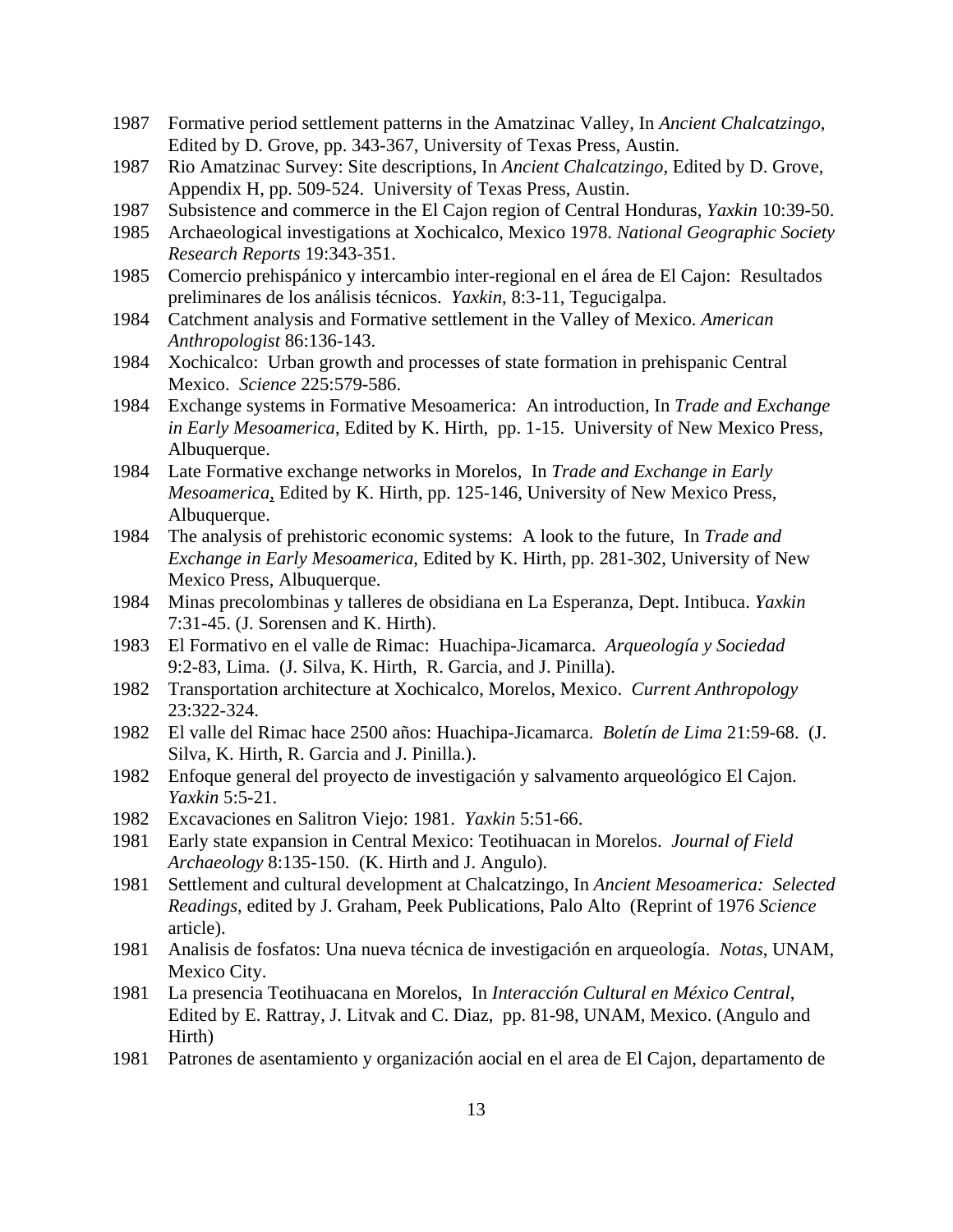1987 Formative period settlement patterns in the Amatzinac Valley, In *Ancient Chalcatzingo*, Edited by D. Grove, pp. 343-367, University of Texas Press, Austin.

1987 Rio Amatzinac Survey: Site descriptions, In *Ancient Chalcatzingo*, Edited by D. Grove, Appendix H, pp. 509-524. University of Texas Press, Austin.

1987 Subsistence and commerce in the El Cajon region of Central Honduras, *Yaxkin* 10:39-50.

1985 Archaeological investigations at Xochicalco, Mexico 1978. *National Geographic Society Research Reports* 19:343-351.

1985 Comercio prehispánico y intercambio inter-regional en el área de El Cajon: Resultados preliminares de los análisis técnicos. *Yaxkin*, 8:3-11, Tegucigalpa.

1984 Catchment analysis and Formative settlement in the Valley of Mexico. *American Anthropologist* 86:136-143.

1984 Xochicalco: Urban growth and processes of state formation in prehispanic Central Mexico. *Science* 225:579-586.

1984 Exchange systems in Formative Mesoamerica: An introduction, In *Trade and Exchange in Early Mesoamerica*, Edited by K. Hirth, pp. 1-15. University of New Mexico Press, Albuquerque.

1984 Late Formative exchange networks in Morelos, In *Trade and Exchange in Early Mesoamerica*, Edited by K. Hirth, pp. 125-146, University of New Mexico Press, Albuquerque.

1984 The analysis of prehistoric economic systems: A look to the future, In *Trade and Exchange in Early Mesoamerica*, Edited by K. Hirth, pp. 281-302, University of New Mexico Press, Albuquerque.

1984 Minas precolombinas y talleres de obsidiana en La Esperanza, Dept. Intibuca. *Yaxkin* 7:31-45. (J. Sorensen and K. Hirth).

1983 El Formativo en el valle de Rimac: Huachipa-Jicamarca. *Arqueología y Sociedad* 9:2-83, Lima. (J. Silva, K. Hirth, R. Garcia, and J. Pinilla).

1982 Transportation architecture at Xochicalco, Morelos, Mexico. *Current Anthropology* 23:322-324.

1982 El valle del Rimac hace 2500 años: Huachipa-Jicamarca. *Boletín de Lima* 21:59-68. (J. Silva, K. Hirth, R. Garcia and J. Pinilla.).

1982 Enfoque general del proyecto de investigación y salvamento arqueológico El Cajon. *Yaxkin* 5:5-21.

1982 Excavaciones en Salitron Viejo: 1981. *Yaxkin* 5:51-66.

1981 Early state expansion in Central Mexico: Teotihuacan in Morelos. *Journal of Field Archaeology* 8:135-150. (K. Hirth and J. Angulo).

1981 Settlement and cultural development at Chalcatzingo, In *Ancient Mesoamerica: Selected Readings*, edited by J. Graham, Peek Publications, Palo Alto (Reprint of 1976 *Science* article).

1981 Analisis de fosfatos: Una nueva técnica de investigación en arqueología. *Notas*, UNAM, Mexico City.

1981 La presencia Teotihuacana en Morelos, In *Interacción Cultural en México Central*, Edited by E. Rattray, J. Litvak and C. Diaz, pp. 81-98, UNAM, Mexico. (Angulo and Hirth)

1981 Patrones de asentamiento y organización aocial en el area de El Cajon, departamento de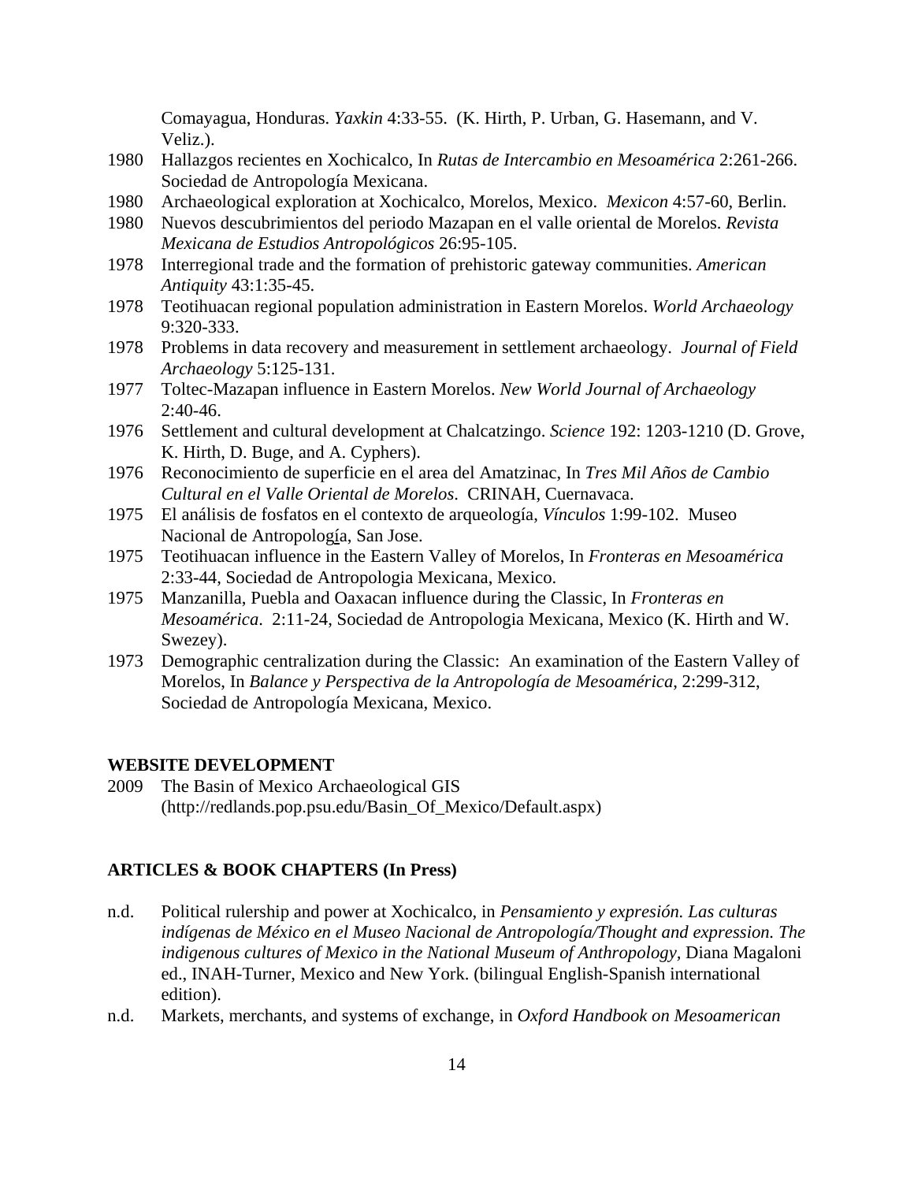Comayagua, Honduras. *Yaxkin* 4:33-55. (K. Hirth, P. Urban, G. Hasemann, and V. Veliz.).

1980 Hallazgos recientes en Xochicalco, In *Rutas de Intercambio en Mesoamérica* 2:261-266. Sociedad de Antropología Mexicana.

1980 Archaeological exploration at Xochicalco, Morelos, Mexico. *Mexicon* 4:57-60, Berlin.

1980 Nuevos descubrimientos del periodo Mazapan en el valle oriental de Morelos. *Revista Mexicana de Estudios Antropológicos* 26:95-105.

1978 Interregional trade and the formation of prehistoric gateway communities. *American Antiquity* 43:1:35-45.

1978 Teotihuacan regional population administration in Eastern Morelos. *World Archaeology* 9:320-333.

1978 Problems in data recovery and measurement in settlement archaeology. *Journal of Field Archaeology* 5:125-131.

1977 Toltec-Mazapan influence in Eastern Morelos. *New World Journal of Archaeology* 2:40-46.

1976 Settlement and cultural development at Chalcatzingo. *Science* 192: 1203-1210 (D. Grove, K. Hirth, D. Buge, and A. Cyphers).

1976 Reconocimiento de superficie en el area del Amatzinac, In *Tres Mil Años de Cambio Cultural en el Valle Oriental de Morelos*. CRINAH, Cuernavaca.

1975 El análisis de fosfatos en el contexto de arqueología, *Vínculos* 1:99-102. Museo Nacional de Antropología, San Jose.

1975 Teotihuacan influence in the Eastern Valley of Morelos, In *Fronteras en Mesoamérica* 2:33-44, Sociedad de Antropologia Mexicana, Mexico.

1975 Manzanilla, Puebla and Oaxacan influence during the Classic, In *Fronteras en Mesoamérica*. 2:11-24, Sociedad de Antropologia Mexicana, Mexico (K. Hirth and W. Swezey).

1973 Demographic centralization during the Classic: An examination of the Eastern Valley of Morelos, In *Balance y Perspectiva de la Antropología de Mesoamérica*, 2:299-312, Sociedad de Antropología Mexicana, Mexico.

**WEBSITE DEVELOPMENT**

2009 The Basin of Mexico Archaeological GIS (http://redlands.pop.psu.edu/Basin_Of_Mexico/Default.aspx)

**ARTICLES & BOOK CHAPTERS (In Press)**

n.d. Political rulership and power at Xochicalco, in *Pensamiento y expresión. Las culturas indígenas de México en el Museo Nacional de Antropología/Thought and expression. The indigenous cultures of Mexico in the National Museum of Anthropology*, Diana Magaloni ed., INAH-Turner, Mexico and New York. (bilingual English-Spanish international edition).

n.d. Markets, merchants, and systems of exchange, in *Oxford Handbook on Mesoamerican*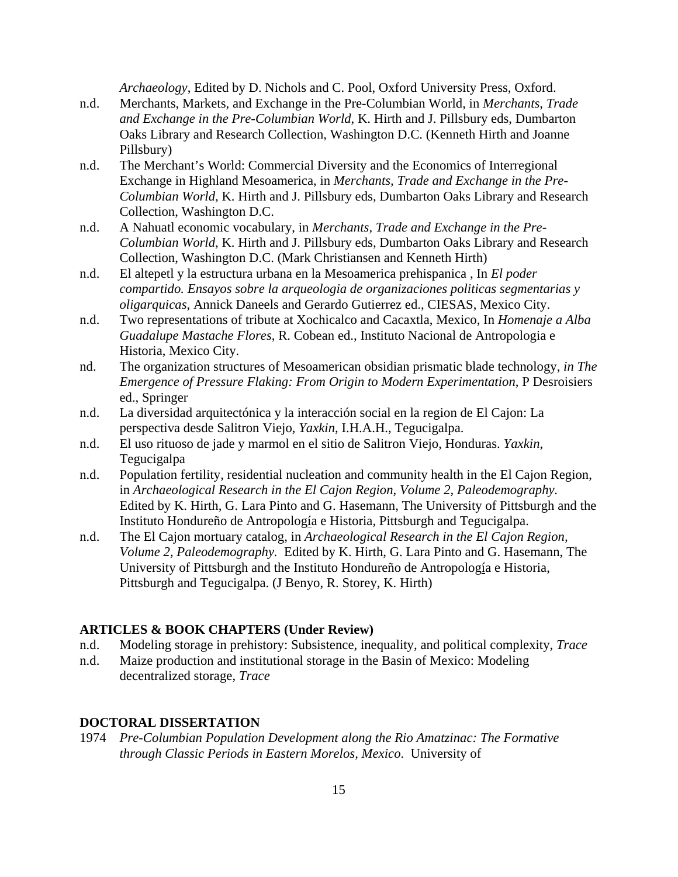*Archaeology*, Edited by D. Nichols and C. Pool, Oxford University Press, Oxford.

n.d. Merchants, Markets, and Exchange in the Pre-Columbian World, in *Merchants, Trade and Exchange in the Pre-Columbian World*, K. Hirth and J. Pillsbury eds, Dumbarton Oaks Library and Research Collection, Washington D.C. (Kenneth Hirth and Joanne Pillsbury)

n.d. The Merchant's World: Commercial Diversity and the Economics of Interregional Exchange in Highland Mesoamerica, in *Merchants, Trade and Exchange in the Pre-Columbian World*, K. Hirth and J. Pillsbury eds, Dumbarton Oaks Library and Research Collection, Washington D.C.

n.d. A Nahuatl economic vocabulary, in *Merchants, Trade and Exchange in the Pre-Columbian World*, K. Hirth and J. Pillsbury eds, Dumbarton Oaks Library and Research Collection, Washington D.C. (Mark Christiansen and Kenneth Hirth)

n.d. El altepetl y la estructura urbana en la Mesoamerica prehispanica , In *El poder compartido. Ensayos sobre la arqueologia de organizaciones politicas segmentarias y oligarquicas*, Annick Daneels and Gerardo Gutierrez ed., CIESAS, Mexico City.

n.d. Two representations of tribute at Xochicalco and Cacaxtla, Mexico, In *Homenaje a Alba Guadalupe Mastache Flores*, R. Cobean ed., Instituto Nacional de Antropologia e Historia, Mexico City.

nd. The organization structures of Mesoamerican obsidian prismatic blade technology, *in The Emergence of Pressure Flaking: From Origin to Modern Experimentation*, P Desroisiers ed., Springer

n.d. La diversidad arquitectónica y la interacción social en la region de El Cajon: La perspectiva desde Salitron Viejo, *Yaxkin*, I.H.A.H., Tegucigalpa.

n.d. El uso rituoso de jade y marmol en el sitio de Salitron Viejo, Honduras. *Yaxkin*, Tegucigalpa

n.d. Population fertility, residential nucleation and community health in the El Cajon Region, in *Archaeological Research in the El Cajon Region, Volume 2, Paleodemography.* Edited by K. Hirth, G. Lara Pinto and G. Hasemann, The University of Pittsburgh and the Instituto Hondureño de Antropología e Historia, Pittsburgh and Tegucigalpa.

n.d. The El Cajon mortuary catalog, in *Archaeological Research in the El Cajon Region, Volume 2, Paleodemography.* Edited by K. Hirth, G. Lara Pinto and G. Hasemann, The University of Pittsburgh and the Instituto Hondureño de Antropología e Historia, Pittsburgh and Tegucigalpa. (J Benyo, R. Storey, K. Hirth)

## ARTICLES & BOOK CHAPTERS (Under Review)

n.d. Modeling storage in prehistory: Subsistence, inequality, and political complexity, *Trace*

n.d. Maize production and institutional storage in the Basin of Mexico: Modeling decentralized storage, *Trace*

## DOCTORAL DISSERTATION

1974 *Pre-Columbian Population Development along the Rio Amatzinac: The Formative through Classic Periods in Eastern Morelos, Mexico*. University of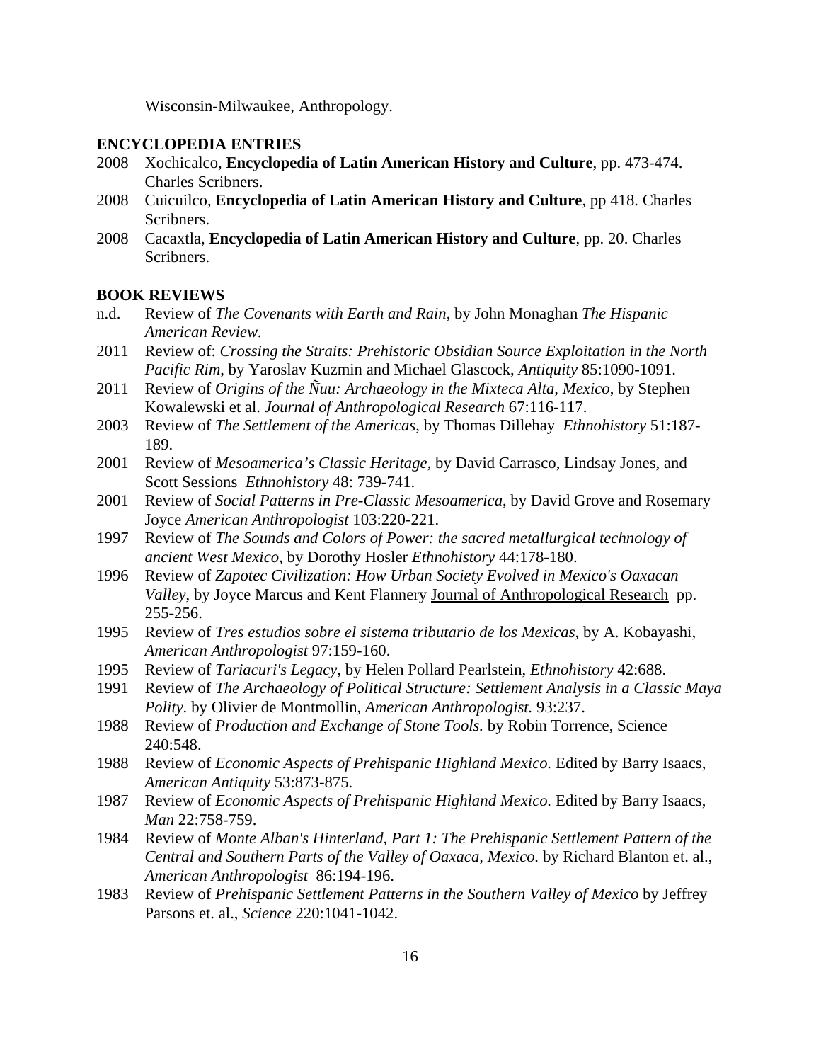Wisconsin-Milwaukee, Anthropology.

## ENCYCLOPEDIA ENTRIES

- 2008 Xochicalco, **Encyclopedia of Latin American History and Culture**, pp. 473-474. Charles Scribners.
- 2008 Cuicuilco, **Encyclopedia of Latin American History and Culture**, pp 418. Charles Scribners.
- 2008 Cacaxtla, **Encyclopedia of Latin American History and Culture**, pp. 20. Charles Scribners.

## BOOK REVIEWS

- n.d. Review of *The Covenants with Earth and Rain*, by John Monaghan *The Hispanic American Review.*
- 2011 Review of: *Crossing the Straits: Prehistoric Obsidian Source Exploitation in the North Pacific Rim*, by Yaroslav Kuzmin and Michael Glascock, *Antiquity* 85:1090-1091.
- 2011 Review of *Origins of the Ñuu: Archaeology in the Mixteca Alta, Mexico*, by Stephen Kowalewski et al. *Journal of Anthropological Research* 67:116-117.
- 2003 Review of *The Settlement of the Americas*, by Thomas Dillehay *Ethnohistory* 51:187-189.
- 2001 Review of *Mesoamerica's Classic Heritage*, by David Carrasco, Lindsay Jones, and Scott Sessions *Ethnohistory* 48: 739-741.
- 2001 Review of *Social Patterns in Pre-Classic Mesoamerica*, by David Grove and Rosemary Joyce *American Anthropologist* 103:220-221.
- 1997 Review of *The Sounds and Colors of Power: the sacred metallurgical technology of ancient West Mexico*, by Dorothy Hosler *Ethnohistory* 44:178-180.
- 1996 Review of *Zapotec Civilization: How Urban Society Evolved in Mexico's Oaxacan Valley*, by Joyce Marcus and Kent Flannery Journal of Anthropological Research pp. 255-256.
- 1995 Review of *Tres estudios sobre el sistema tributario de los Mexicas*, by A. Kobayashi, *American Anthropologist* 97:159-160.
- 1995 Review of *Tariacuri's Legacy*, by Helen Pollard Pearlstein, *Ethnohistory* 42:688.
- 1991 Review of *The Archaeology of Political Structure: Settlement Analysis in a Classic Maya Polity*. by Olivier de Montmollin, *American Anthropologist.* 93:237.
- 1988 Review of *Production and Exchange of Stone Tools.* by Robin Torrence, Science 240:548.
- 1988 Review of *Economic Aspects of Prehispanic Highland Mexico.* Edited by Barry Isaacs, *American Antiquity* 53:873-875.
- 1987 Review of *Economic Aspects of Prehispanic Highland Mexico.* Edited by Barry Isaacs, *Man* 22:758-759.
- 1984 Review of *Monte Alban's Hinterland, Part 1: The Prehispanic Settlement Pattern of the Central and Southern Parts of the Valley of Oaxaca, Mexico.* by Richard Blanton et. al., *American Anthropologist* 86:194-196.
- 1983 Review of *Prehispanic Settlement Patterns in the Southern Valley of Mexico* by Jeffrey Parsons et. al., *Science* 220:1041-1042.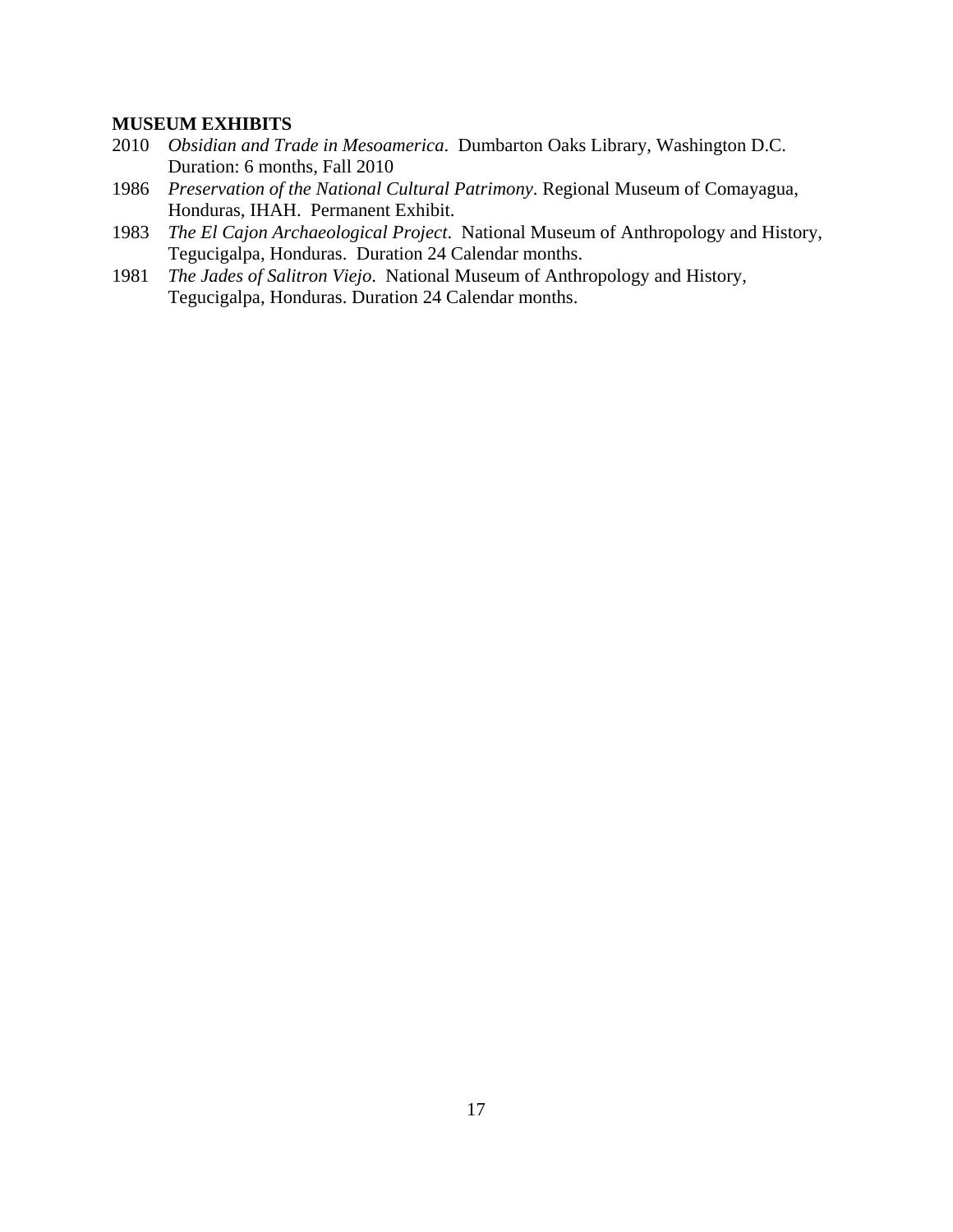**MUSEUM EXHIBITS**

2010 *Obsidian and Trade in Mesoamerica*. Dumbarton Oaks Library, Washington D.C. Duration: 6 months, Fall 2010

1986 *Preservation of the National Cultural Patrimony*. Regional Museum of Comayagua, Honduras, IHAH. Permanent Exhibit.

1983 *The El Cajon Archaeological Project*. National Museum of Anthropology and History, Tegucigalpa, Honduras. Duration 24 Calendar months.

1981 *The Jades of Salitron Viejo*. National Museum of Anthropology and History, Tegucigalpa, Honduras. Duration 24 Calendar months.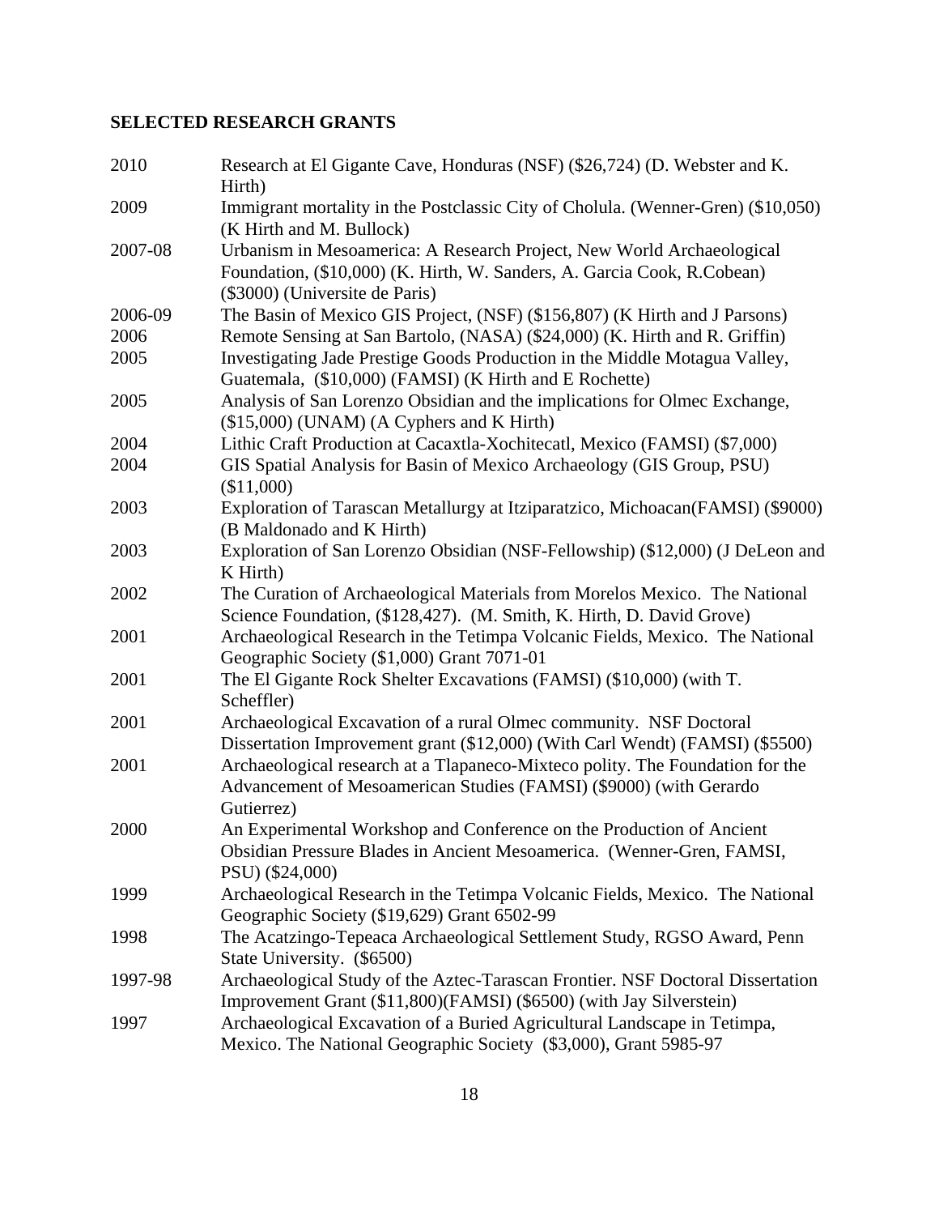## SELECTED RESEARCH GRANTS

| | |
|---|---|
| 2010 | Research at El Gigante Cave, Honduras (NSF) ($26,724) (D. Webster and K. Hirth) |
| 2009 | Immigrant mortality in the Postclassic City of Cholula. (Wenner-Gren) ($10,050) (K Hirth and M. Bullock) |
| 2007-08 | Urbanism in Mesoamerica: A Research Project, New World Archaeological Foundation, ($10,000) (K. Hirth, W. Sanders, A. Garcia Cook, R.Cobean) ($3000) (Universite de Paris) |
| 2006-09 | The Basin of Mexico GIS Project, (NSF) ($156,807) (K Hirth and J Parsons) |
| 2006 | Remote Sensing at San Bartolo, (NASA) ($24,000) (K. Hirth and R. Griffin) |
| 2005 | Investigating Jade Prestige Goods Production in the Middle Motagua Valley, Guatemala, ($10,000) (FAMSI) (K Hirth and E Rochette) |
| 2005 | Analysis of San Lorenzo Obsidian and the implications for Olmec Exchange, ($15,000) (UNAM) (A Cyphers and K Hirth) |
| 2004 | Lithic Craft Production at Cacaxtla-Xochitecatl, Mexico (FAMSI) ($7,000) |
| 2004 | GIS Spatial Analysis for Basin of Mexico Archaeology (GIS Group, PSU) ($11,000) |
| 2003 | Exploration of Tarascan Metallurgy at Itziparatzico, Michoacan(FAMSI) ($9000) (B Maldonado and K Hirth) |
| 2003 | Exploration of San Lorenzo Obsidian (NSF-Fellowship) ($12,000) (J DeLeon and K Hirth) |
| 2002 | The Curation of Archaeological Materials from Morelos Mexico. The National Science Foundation, ($128,427). (M. Smith, K. Hirth, D. David Grove) |
| 2001 | Archaeological Research in the Tetimpa Volcanic Fields, Mexico. The National Geographic Society ($1,000) Grant 7071-01 |
| 2001 | The El Gigante Rock Shelter Excavations (FAMSI) ($10,000) (with T. Scheffler) |
| 2001 | Archaeological Excavation of a rural Olmec community. NSF Doctoral Dissertation Improvement grant ($12,000) (With Carl Wendt) (FAMSI) ($5500) |
| 2001 | Archaeological research at a Tlapaneco-Mixteco polity. The Foundation for the Advancement of Mesoamerican Studies (FAMSI) ($9000) (with Gerardo Gutierrez) |
| 2000 | An Experimental Workshop and Conference on the Production of Ancient Obsidian Pressure Blades in Ancient Mesoamerica. (Wenner-Gren, FAMSI, PSU) ($24,000) |
| 1999 | Archaeological Research in the Tetimpa Volcanic Fields, Mexico. The National Geographic Society ($19,629) Grant 6502-99 |
| 1998 | The Acatzingo-Tepeaca Archaeological Settlement Study, RGSO Award, Penn State University. ($6500) |
| 1997-98 | Archaeological Study of the Aztec-Tarascan Frontier. NSF Doctoral Dissertation Improvement Grant ($11,800)(FAMSI) ($6500) (with Jay Silverstein) |
| 1997 | Archaeological Excavation of a Buried Agricultural Landscape in Tetimpa, Mexico. The National Geographic Society ($3,000), Grant 5985-97 |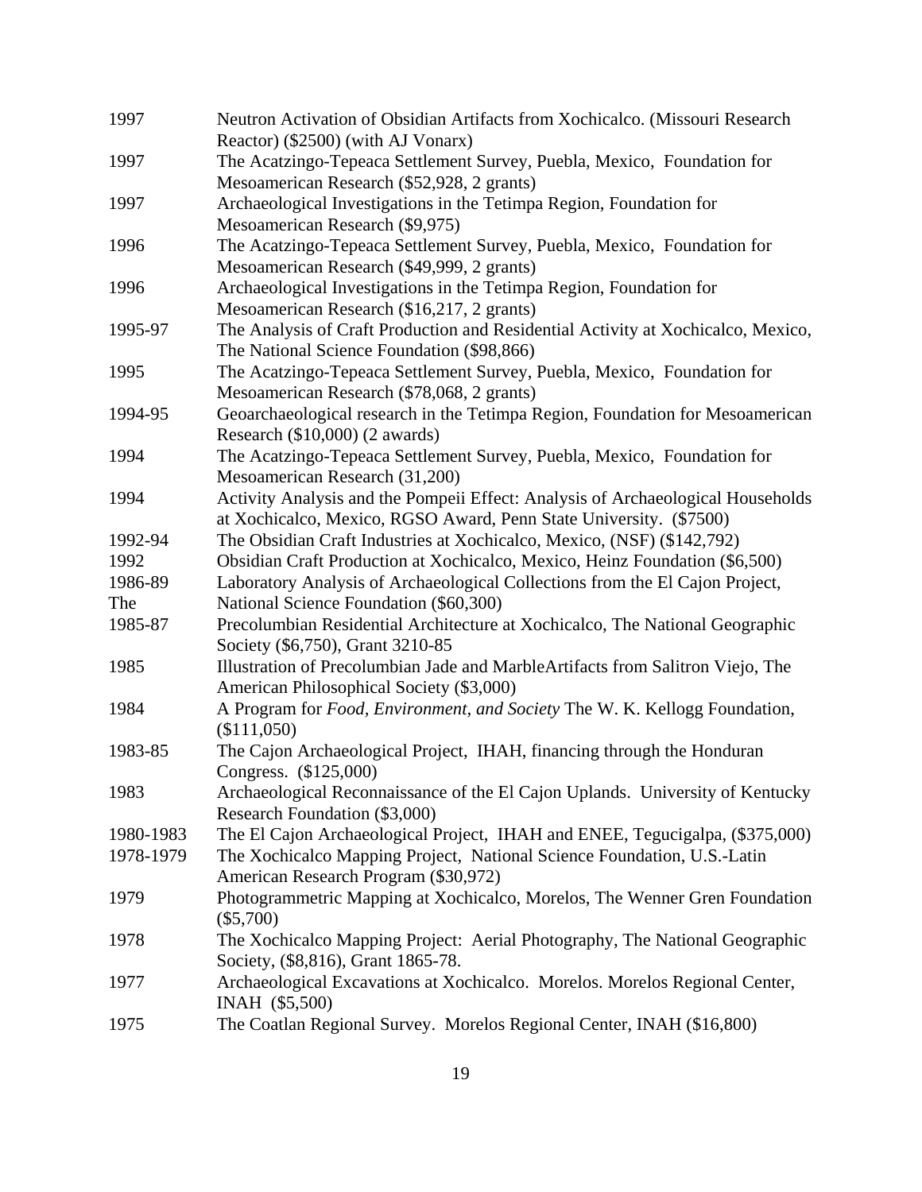| | |
|---|---|
| 1997 | Neutron Activation of Obsidian Artifacts from Xochicalco. (Missouri Research Reactor) ($2500) (with AJ Vonarx) |
| 1997 | The Acatzingo-Tepeaca Settlement Survey, Puebla, Mexico, Foundation for Mesoamerican Research ($52,928, 2 grants) |
| 1997 | Archaeological Investigations in the Tetimpa Region, Foundation for Mesoamerican Research ($9,975) |
| 1996 | The Acatzingo-Tepeaca Settlement Survey, Puebla, Mexico, Foundation for Mesoamerican Research ($49,999, 2 grants) |
| 1996 | Archaeological Investigations in the Tetimpa Region, Foundation for Mesoamerican Research ($16,217, 2 grants) |
| 1995-97 | The Analysis of Craft Production and Residential Activity at Xochicalco, Mexico, The National Science Foundation ($98,866) |
| 1995 | The Acatzingo-Tepeaca Settlement Survey, Puebla, Mexico, Foundation for Mesoamerican Research ($78,068, 2 grants) |
| 1994-95 | Geoarchaeological research in the Tetimpa Region, Foundation for Mesoamerican Research ($10,000) (2 awards) |
| 1994 | The Acatzingo-Tepeaca Settlement Survey, Puebla, Mexico, Foundation for Mesoamerican Research (31,200) |
| 1994 | Activity Analysis and the Pompeii Effect: Analysis of Archaeological Households at Xochicalco, Mexico, RGSO Award, Penn State University. ($7500) |
| 1992-94 | The Obsidian Craft Industries at Xochicalco, Mexico, (NSF) ($142,792) |
| 1992 | Obsidian Craft Production at Xochicalco, Mexico, Heinz Foundation ($6,500) |
| 1986-89 | Laboratory Analysis of Archaeological Collections from the El Cajon Project, |
| The | National Science Foundation ($60,300) |
| 1985-87 | Precolumbian Residential Architecture at Xochicalco, The National Geographic Society ($6,750), Grant 3210-85 |
| 1985 | Illustration of Precolumbian Jade and MarbleArtifacts from Salitron Viejo, The American Philosophical Society ($3,000) |
| 1984 | A Program for *Food, Environment, and Society* The W. K. Kellogg Foundation, ($111,050) |
| 1983-85 | The Cajon Archaeological Project, IHAH, financing through the Honduran Congress. ($125,000) |
| 1983 | Archaeological Reconnaissance of the El Cajon Uplands. University of Kentucky Research Foundation ($3,000) |
| 1980-1983 | The El Cajon Archaeological Project, IHAH and ENEE, Tegucigalpa, ($375,000) |
| 1978-1979 | The Xochicalco Mapping Project, National Science Foundation, U.S.-Latin American Research Program ($30,972) |
| 1979 | Photogrammetric Mapping at Xochicalco, Morelos, The Wenner Gren Foundation ($5,700) |
| 1978 | The Xochicalco Mapping Project: Aerial Photography, The National Geographic Society, ($8,816), Grant 1865-78. |
| 1977 | Archaeological Excavations at Xochicalco. Morelos. Morelos Regional Center, INAH ($5,500) |
| 1975 | The Coatlan Regional Survey. Morelos Regional Center, INAH ($16,800) |